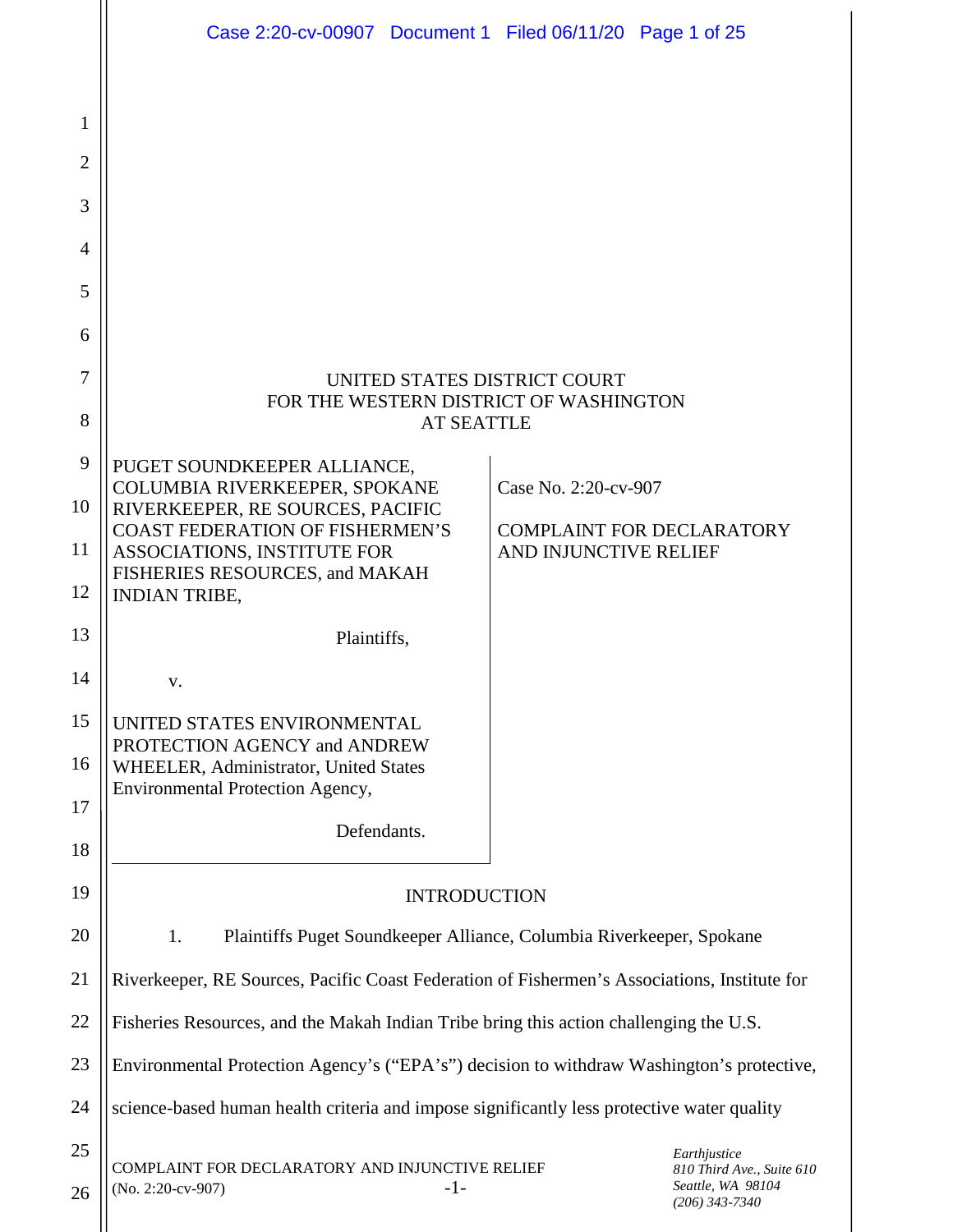UNITED STATES DISTRICT COURT
FOR THE WESTERN DISTRICT OF WASHINGTON
AT SEATTLE

PUGET SOUNDKEEPER ALLIANCE, COLUMBIA RIVERKEEPER, SPOKANE RIVERKEEPER, RE SOURCES, PACIFIC COAST FEDERATION OF FISHERMEN'S ASSOCIATIONS, INSTITUTE FOR FISHERIES RESOURCES, and MAKAH INDIAN TRIBE,

Plaintiffs,

v.

UNITED STATES ENVIRONMENTAL PROTECTION AGENCY and ANDREW WHEELER, Administrator, United States Environmental Protection Agency,

Defendants.

Case No. 2:20-cv-907

COMPLAINT FOR DECLARATORY AND INJUNCTIVE RELIEF

## INTRODUCTION

1. Plaintiffs Puget Soundkeeper Alliance, Columbia Riverkeeper, Spokane Riverkeeper, RE Sources, Pacific Coast Federation of Fishermen's Associations, Institute for Fisheries Resources, and the Makah Indian Tribe bring this action challenging the U.S. Environmental Protection Agency's ("EPA's") decision to withdraw Washington's protective, science-based human health criteria and impose significantly less protective water quality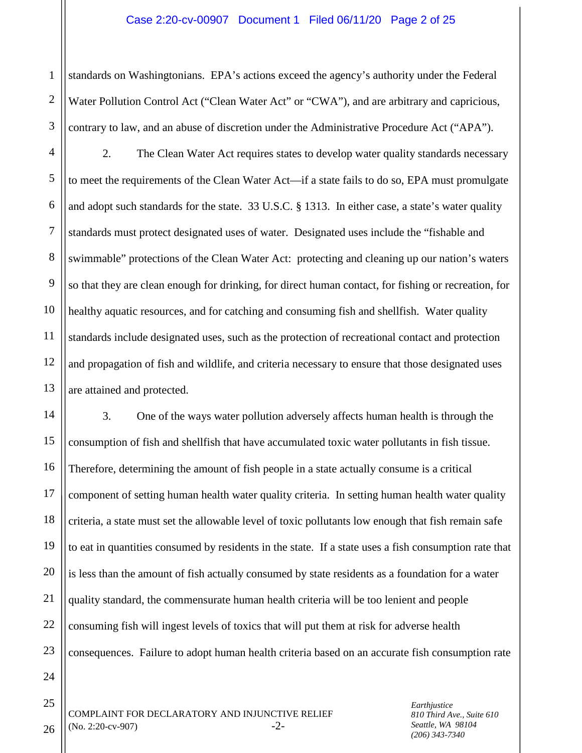standards on Washingtonians. EPA's actions exceed the agency's authority under the Federal Water Pollution Control Act ("Clean Water Act" or "CWA"), and are arbitrary and capricious, contrary to law, and an abuse of discretion under the Administrative Procedure Act ("APA").

2. The Clean Water Act requires states to develop water quality standards necessary to meet the requirements of the Clean Water Act—if a state fails to do so, EPA must promulgate and adopt such standards for the state. 33 U.S.C. § 1313. In either case, a state's water quality standards must protect designated uses of water. Designated uses include the "fishable and swimmable" protections of the Clean Water Act: protecting and cleaning up our nation's waters so that they are clean enough for drinking, for direct human contact, for fishing or recreation, for healthy aquatic resources, and for catching and consuming fish and shellfish. Water quality standards include designated uses, such as the protection of recreational contact and protection and propagation of fish and wildlife, and criteria necessary to ensure that those designated uses are attained and protected.

3. One of the ways water pollution adversely affects human health is through the consumption of fish and shellfish that have accumulated toxic water pollutants in fish tissue. Therefore, determining the amount of fish people in a state actually consume is a critical component of setting human health water quality criteria. In setting human health water quality criteria, a state must set the allowable level of toxic pollutants low enough that fish remain safe to eat in quantities consumed by residents in the state. If a state uses a fish consumption rate that is less than the amount of fish actually consumed by state residents as a foundation for a water quality standard, the commensurate human health criteria will be too lenient and people consuming fish will ingest levels of toxics that will put them at risk for adverse health consequences. Failure to adopt human health criteria based on an accurate fish consumption rate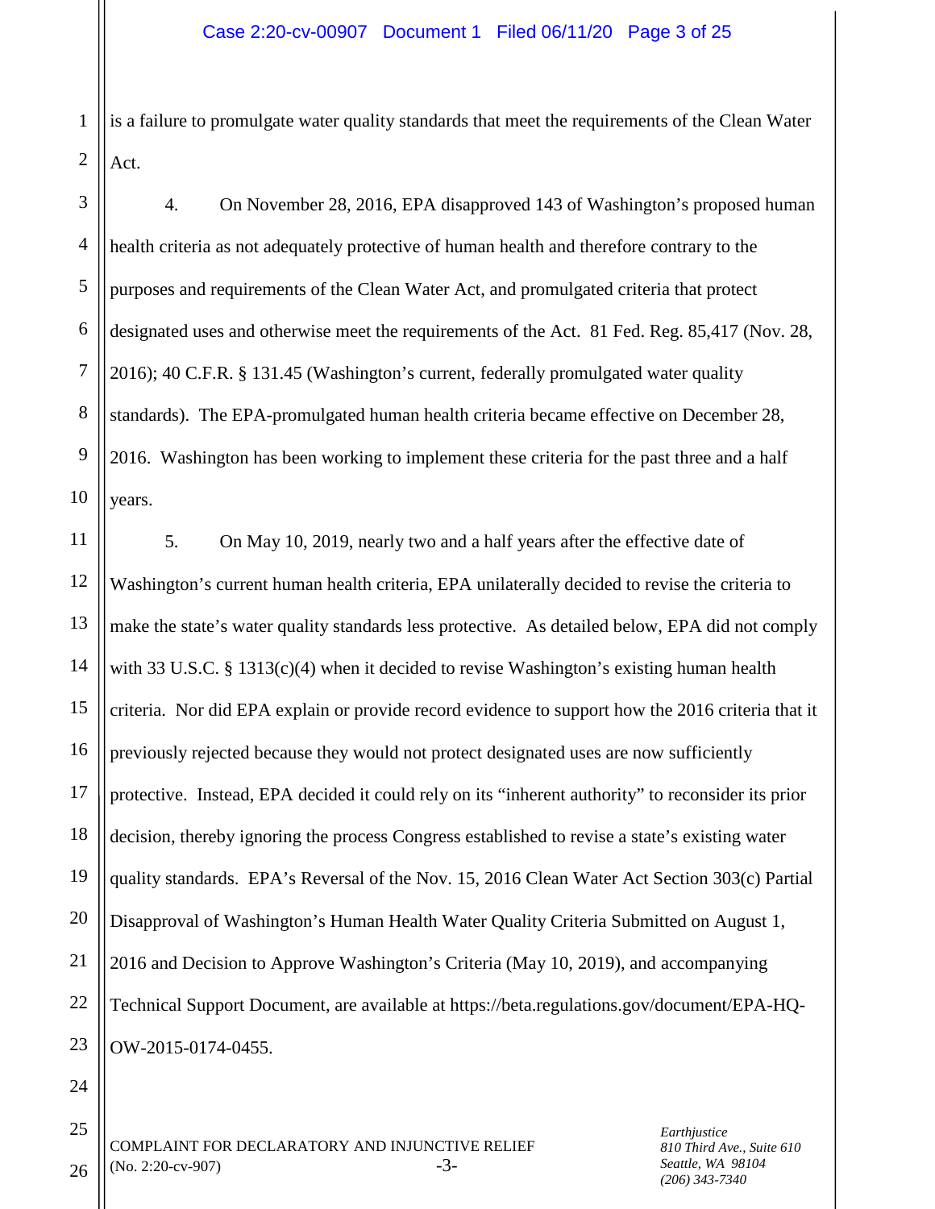is a failure to promulgate water quality standards that meet the requirements of the Clean Water Act.

4. On November 28, 2016, EPA disapproved 143 of Washington's proposed human health criteria as not adequately protective of human health and therefore contrary to the purposes and requirements of the Clean Water Act, and promulgated criteria that protect designated uses and otherwise meet the requirements of the Act. 81 Fed. Reg. 85,417 (Nov. 28, 2016); 40 C.F.R. § 131.45 (Washington's current, federally promulgated water quality standards). The EPA-promulgated human health criteria became effective on December 28, 2016. Washington has been working to implement these criteria for the past three and a half years.

5. On May 10, 2019, nearly two and a half years after the effective date of Washington's current human health criteria, EPA unilaterally decided to revise the criteria to make the state's water quality standards less protective. As detailed below, EPA did not comply with 33 U.S.C. § 1313(c)(4) when it decided to revise Washington's existing human health criteria. Nor did EPA explain or provide record evidence to support how the 2016 criteria that it previously rejected because they would not protect designated uses are now sufficiently protective. Instead, EPA decided it could rely on its "inherent authority" to reconsider its prior decision, thereby ignoring the process Congress established to revise a state's existing water quality standards. EPA's Reversal of the Nov. 15, 2016 Clean Water Act Section 303(c) Partial Disapproval of Washington's Human Health Water Quality Criteria Submitted on August 1, 2016 and Decision to Approve Washington's Criteria (May 10, 2019), and accompanying Technical Support Document, are available at https://beta.regulations.gov/document/EPA-HQ-OW-2015-0174-0455.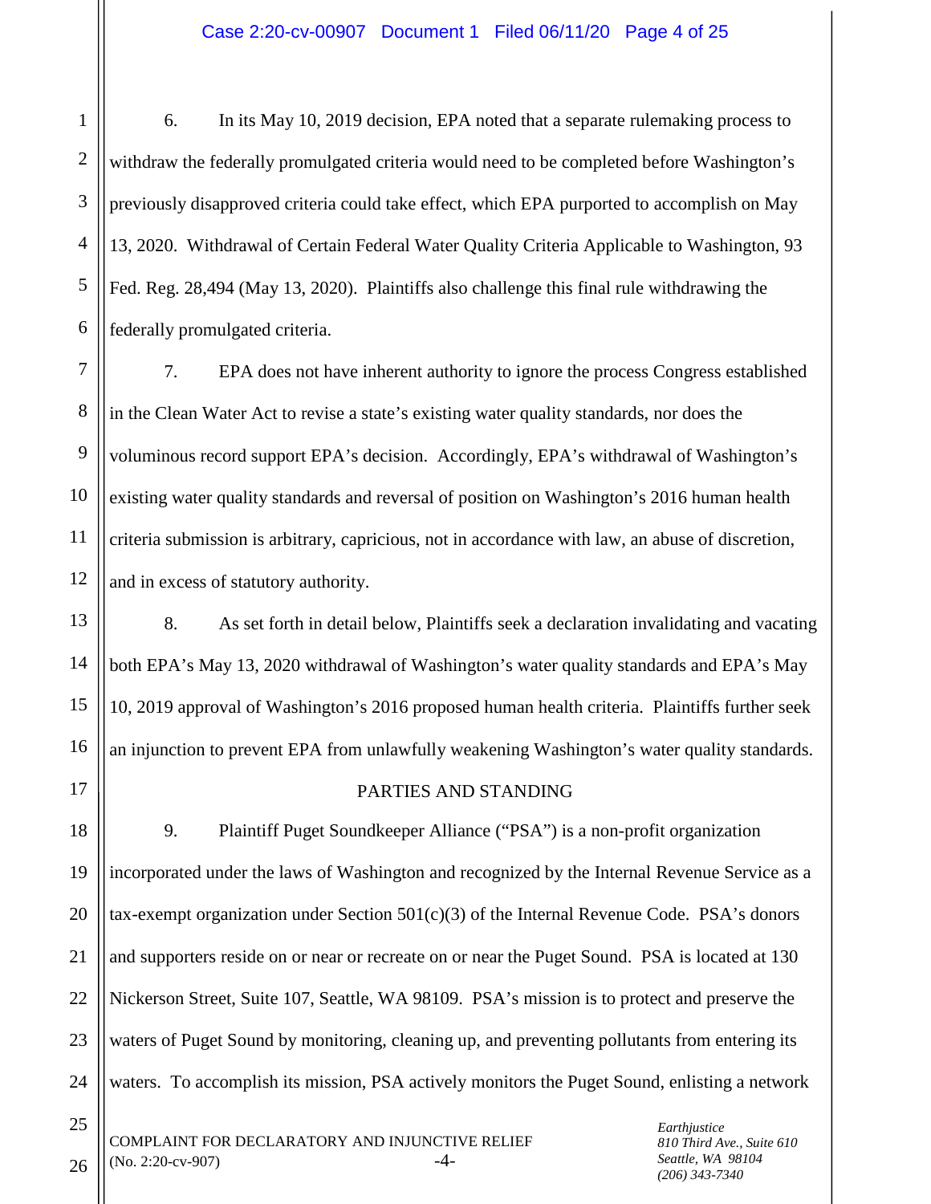6. In its May 10, 2019 decision, EPA noted that a separate rulemaking process to withdraw the federally promulgated criteria would need to be completed before Washington's previously disapproved criteria could take effect, which EPA purported to accomplish on May 13, 2020. Withdrawal of Certain Federal Water Quality Criteria Applicable to Washington, 93 Fed. Reg. 28,494 (May 13, 2020). Plaintiffs also challenge this final rule withdrawing the federally promulgated criteria.

7. EPA does not have inherent authority to ignore the process Congress established in the Clean Water Act to revise a state's existing water quality standards, nor does the voluminous record support EPA's decision. Accordingly, EPA's withdrawal of Washington's existing water quality standards and reversal of position on Washington's 2016 human health criteria submission is arbitrary, capricious, not in accordance with law, an abuse of discretion, and in excess of statutory authority.

8. As set forth in detail below, Plaintiffs seek a declaration invalidating and vacating both EPA's May 13, 2020 withdrawal of Washington's water quality standards and EPA's May 10, 2019 approval of Washington's 2016 proposed human health criteria. Plaintiffs further seek an injunction to prevent EPA from unlawfully weakening Washington's water quality standards.

## PARTIES AND STANDING

9. Plaintiff Puget Soundkeeper Alliance ("PSA") is a non-profit organization incorporated under the laws of Washington and recognized by the Internal Revenue Service as a tax-exempt organization under Section 501(c)(3) of the Internal Revenue Code. PSA's donors and supporters reside on or near or recreate on or near the Puget Sound. PSA is located at 130 Nickerson Street, Suite 107, Seattle, WA 98109. PSA's mission is to protect and preserve the waters of Puget Sound by monitoring, cleaning up, and preventing pollutants from entering its waters. To accomplish its mission, PSA actively monitors the Puget Sound, enlisting a network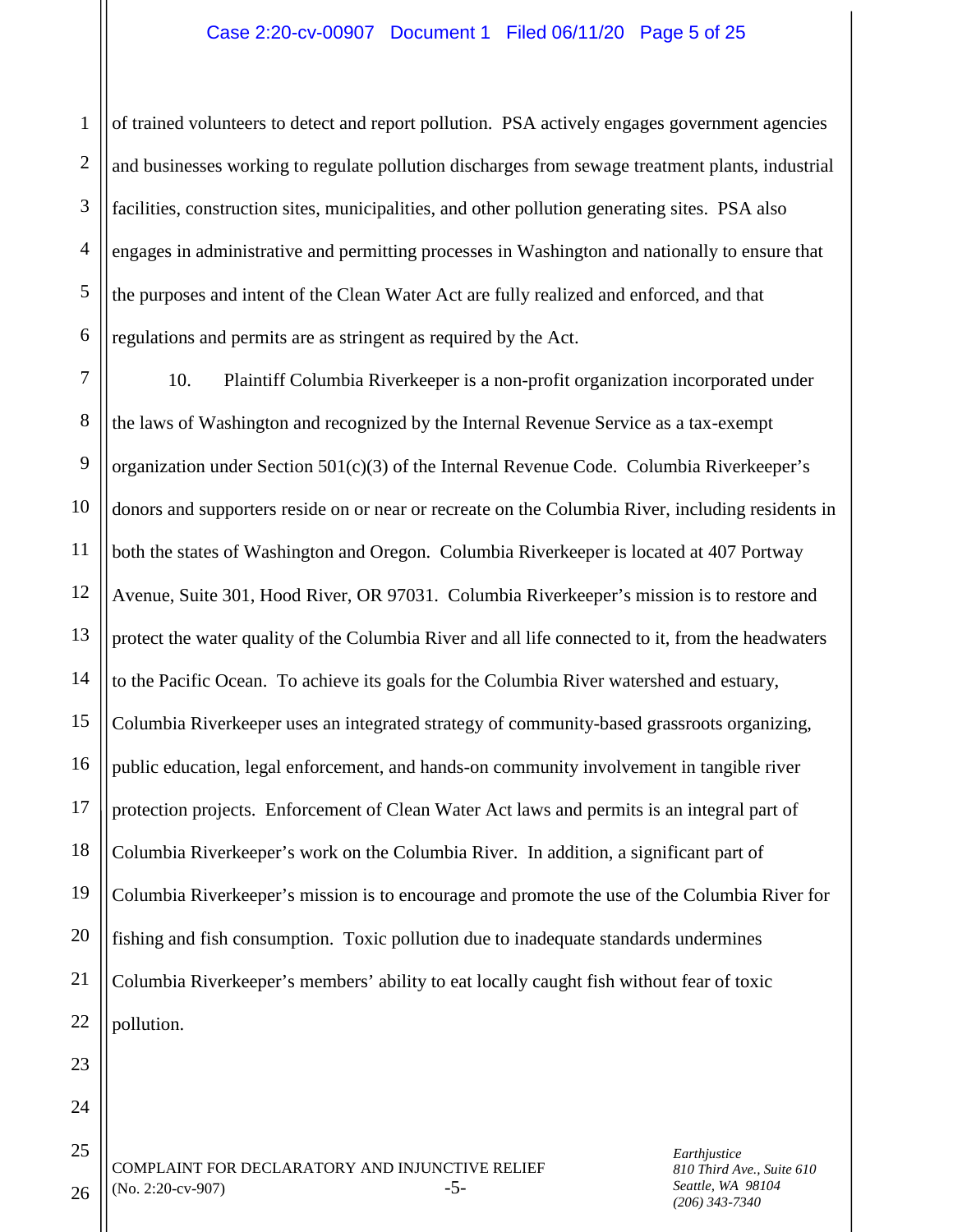of trained volunteers to detect and report pollution. PSA actively engages government agencies and businesses working to regulate pollution discharges from sewage treatment plants, industrial facilities, construction sites, municipalities, and other pollution generating sites. PSA also engages in administrative and permitting processes in Washington and nationally to ensure that the purposes and intent of the Clean Water Act are fully realized and enforced, and that regulations and permits are as stringent as required by the Act.

10. Plaintiff Columbia Riverkeeper is a non-profit organization incorporated under the laws of Washington and recognized by the Internal Revenue Service as a tax-exempt organization under Section 501(c)(3) of the Internal Revenue Code. Columbia Riverkeeper's donors and supporters reside on or near or recreate on the Columbia River, including residents in both the states of Washington and Oregon. Columbia Riverkeeper is located at 407 Portway Avenue, Suite 301, Hood River, OR 97031. Columbia Riverkeeper's mission is to restore and protect the water quality of the Columbia River and all life connected to it, from the headwaters to the Pacific Ocean. To achieve its goals for the Columbia River watershed and estuary, Columbia Riverkeeper uses an integrated strategy of community-based grassroots organizing, public education, legal enforcement, and hands-on community involvement in tangible river protection projects. Enforcement of Clean Water Act laws and permits is an integral part of Columbia Riverkeeper's work on the Columbia River. In addition, a significant part of Columbia Riverkeeper's mission is to encourage and promote the use of the Columbia River for fishing and fish consumption. Toxic pollution due to inadequate standards undermines Columbia Riverkeeper's members' ability to eat locally caught fish without fear of toxic pollution.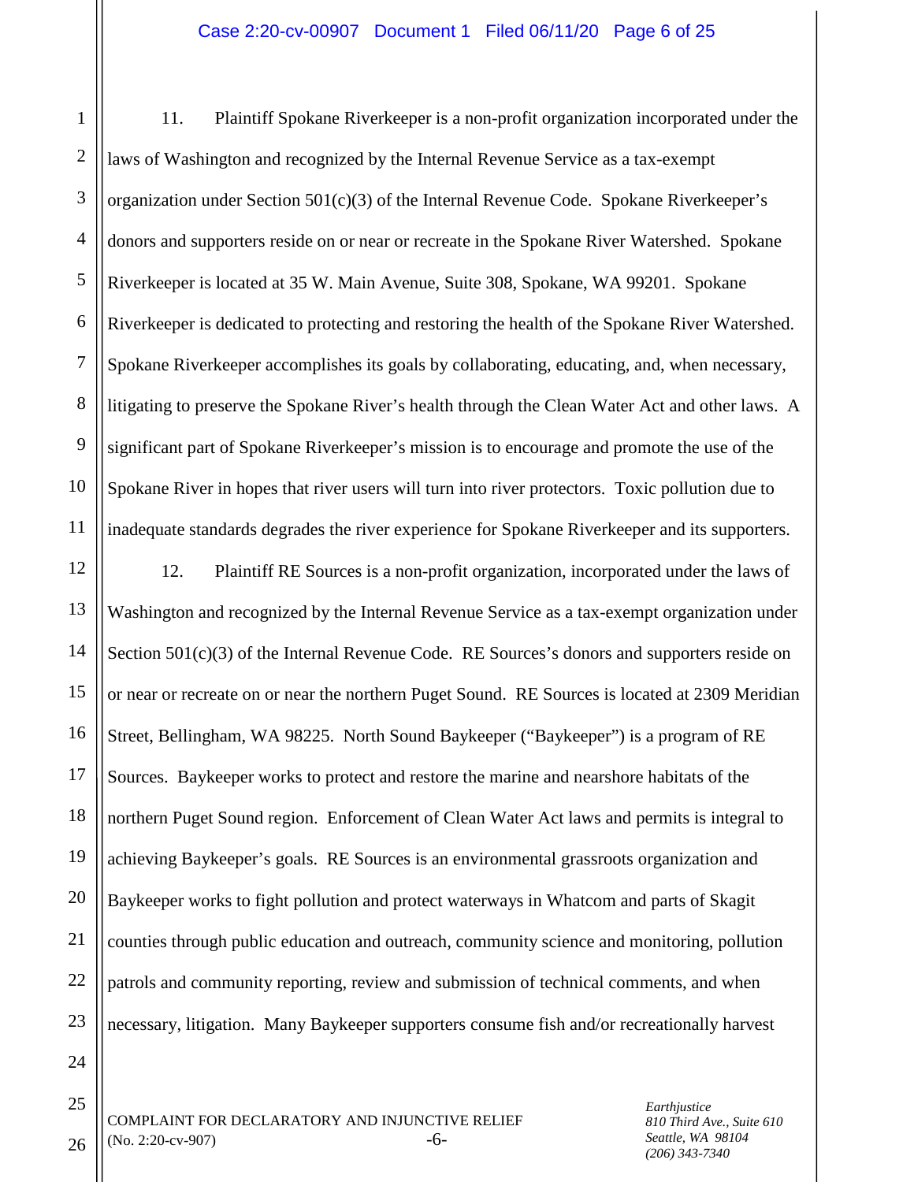11. Plaintiff Spokane Riverkeeper is a non-profit organization incorporated under the laws of Washington and recognized by the Internal Revenue Service as a tax-exempt organization under Section 501(c)(3) of the Internal Revenue Code. Spokane Riverkeeper's donors and supporters reside on or near or recreate in the Spokane River Watershed. Spokane Riverkeeper is located at 35 W. Main Avenue, Suite 308, Spokane, WA 99201. Spokane Riverkeeper is dedicated to protecting and restoring the health of the Spokane River Watershed. Spokane Riverkeeper accomplishes its goals by collaborating, educating, and, when necessary, litigating to preserve the Spokane River's health through the Clean Water Act and other laws. A significant part of Spokane Riverkeeper's mission is to encourage and promote the use of the Spokane River in hopes that river users will turn into river protectors. Toxic pollution due to inadequate standards degrades the river experience for Spokane Riverkeeper and its supporters.

12. Plaintiff RE Sources is a non-profit organization, incorporated under the laws of Washington and recognized by the Internal Revenue Service as a tax-exempt organization under Section 501(c)(3) of the Internal Revenue Code. RE Sources's donors and supporters reside on or near or recreate on or near the northern Puget Sound. RE Sources is located at 2309 Meridian Street, Bellingham, WA 98225. North Sound Baykeeper ("Baykeeper") is a program of RE Sources. Baykeeper works to protect and restore the marine and nearshore habitats of the northern Puget Sound region. Enforcement of Clean Water Act laws and permits is integral to achieving Baykeeper's goals. RE Sources is an environmental grassroots organization and Baykeeper works to fight pollution and protect waterways in Whatcom and parts of Skagit counties through public education and outreach, community science and monitoring, pollution patrols and community reporting, review and submission of technical comments, and when necessary, litigation. Many Baykeeper supporters consume fish and/or recreationally harvest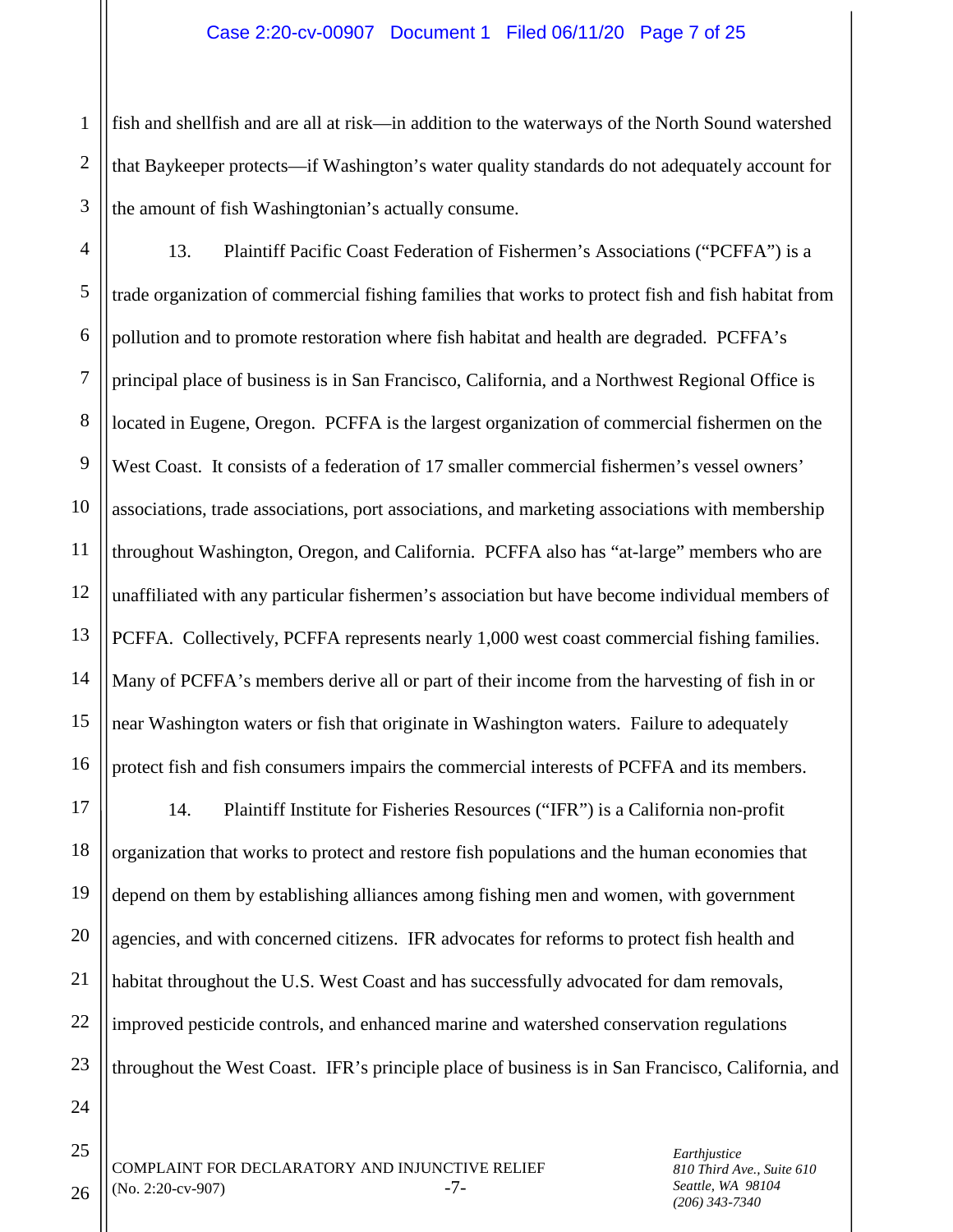fish and shellfish and are all at risk—in addition to the waterways of the North Sound watershed that Baykeeper protects—if Washington's water quality standards do not adequately account for the amount of fish Washingtonian's actually consume.

13. Plaintiff Pacific Coast Federation of Fishermen's Associations ("PCFFA") is a trade organization of commercial fishing families that works to protect fish and fish habitat from pollution and to promote restoration where fish habitat and health are degraded. PCFFA's principal place of business is in San Francisco, California, and a Northwest Regional Office is located in Eugene, Oregon. PCFFA is the largest organization of commercial fishermen on the West Coast. It consists of a federation of 17 smaller commercial fishermen's vessel owners' associations, trade associations, port associations, and marketing associations with membership throughout Washington, Oregon, and California. PCFFA also has "at-large" members who are unaffiliated with any particular fishermen's association but have become individual members of PCFFA. Collectively, PCFFA represents nearly 1,000 west coast commercial fishing families. Many of PCFFA's members derive all or part of their income from the harvesting of fish in or near Washington waters or fish that originate in Washington waters. Failure to adequately protect fish and fish consumers impairs the commercial interests of PCFFA and its members.

14. Plaintiff Institute for Fisheries Resources ("IFR") is a California non-profit organization that works to protect and restore fish populations and the human economies that depend on them by establishing alliances among fishing men and women, with government agencies, and with concerned citizens. IFR advocates for reforms to protect fish health and habitat throughout the U.S. West Coast and has successfully advocated for dam removals, improved pesticide controls, and enhanced marine and watershed conservation regulations throughout the West Coast. IFR's principle place of business is in San Francisco, California, and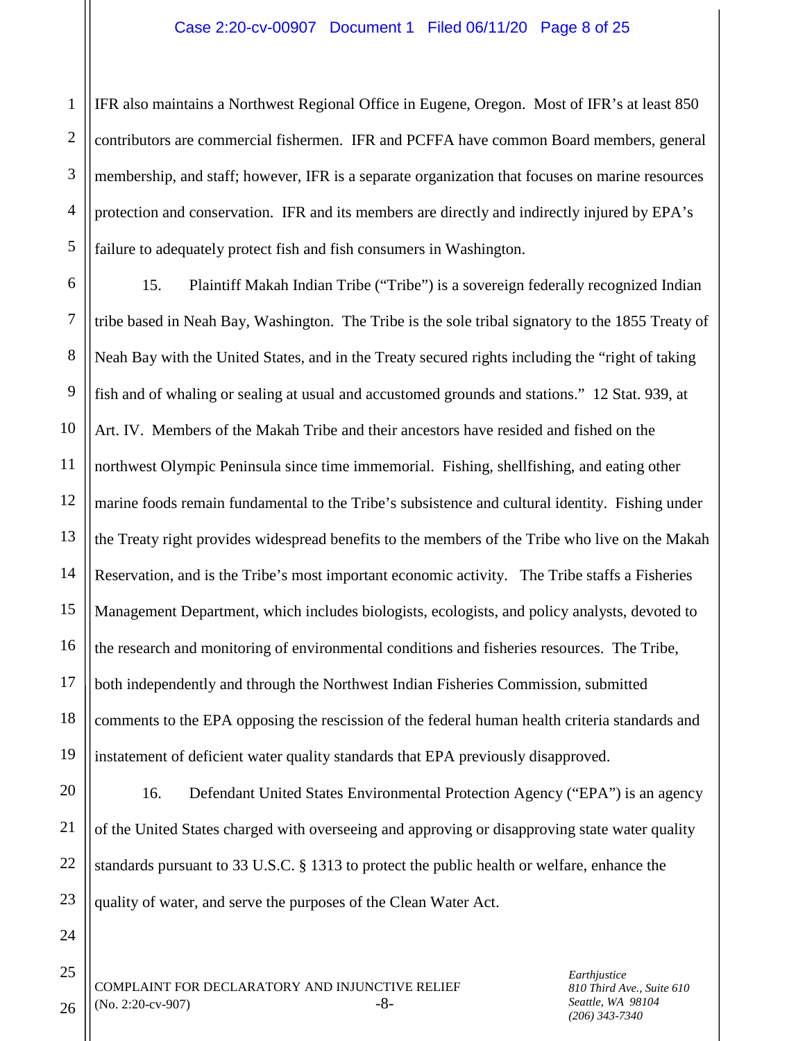IFR also maintains a Northwest Regional Office in Eugene, Oregon. Most of IFR's at least 850 contributors are commercial fishermen. IFR and PCFFA have common Board members, general membership, and staff; however, IFR is a separate organization that focuses on marine resources protection and conservation. IFR and its members are directly and indirectly injured by EPA's failure to adequately protect fish and fish consumers in Washington.

15. Plaintiff Makah Indian Tribe ("Tribe") is a sovereign federally recognized Indian tribe based in Neah Bay, Washington. The Tribe is the sole tribal signatory to the 1855 Treaty of Neah Bay with the United States, and in the Treaty secured rights including the "right of taking fish and of whaling or sealing at usual and accustomed grounds and stations." 12 Stat. 939, at Art. IV. Members of the Makah Tribe and their ancestors have resided and fished on the northwest Olympic Peninsula since time immemorial. Fishing, shellfishing, and eating other marine foods remain fundamental to the Tribe's subsistence and cultural identity. Fishing under the Treaty right provides widespread benefits to the members of the Tribe who live on the Makah Reservation, and is the Tribe's most important economic activity. The Tribe staffs a Fisheries Management Department, which includes biologists, ecologists, and policy analysts, devoted to the research and monitoring of environmental conditions and fisheries resources. The Tribe, both independently and through the Northwest Indian Fisheries Commission, submitted comments to the EPA opposing the rescission of the federal human health criteria standards and instatement of deficient water quality standards that EPA previously disapproved.

16. Defendant United States Environmental Protection Agency ("EPA") is an agency of the United States charged with overseeing and approving or disapproving state water quality standards pursuant to 33 U.S.C. § 1313 to protect the public health or welfare, enhance the quality of water, and serve the purposes of the Clean Water Act.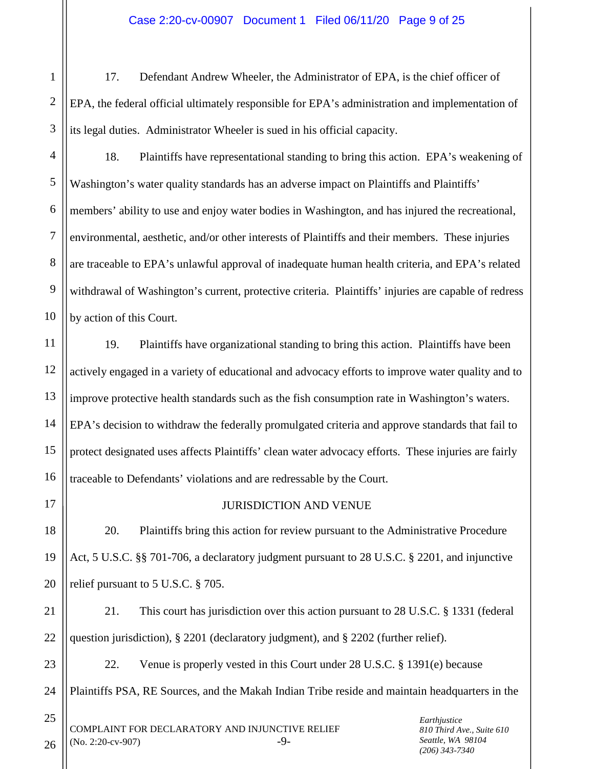17. Defendant Andrew Wheeler, the Administrator of EPA, is the chief officer of EPA, the federal official ultimately responsible for EPA's administration and implementation of its legal duties. Administrator Wheeler is sued in his official capacity.

18. Plaintiffs have representational standing to bring this action. EPA's weakening of Washington's water quality standards has an adverse impact on Plaintiffs and Plaintiffs' members' ability to use and enjoy water bodies in Washington, and has injured the recreational, environmental, aesthetic, and/or other interests of Plaintiffs and their members. These injuries are traceable to EPA's unlawful approval of inadequate human health criteria, and EPA's related withdrawal of Washington's current, protective criteria. Plaintiffs' injuries are capable of redress by action of this Court.

19. Plaintiffs have organizational standing to bring this action. Plaintiffs have been actively engaged in a variety of educational and advocacy efforts to improve water quality and to improve protective health standards such as the fish consumption rate in Washington's waters. EPA's decision to withdraw the federally promulgated criteria and approve standards that fail to protect designated uses affects Plaintiffs' clean water advocacy efforts. These injuries are fairly traceable to Defendants' violations and are redressable by the Court.

## JURISDICTION AND VENUE

20. Plaintiffs bring this action for review pursuant to the Administrative Procedure Act, 5 U.S.C. §§ 701-706, a declaratory judgment pursuant to 28 U.S.C. § 2201, and injunctive relief pursuant to 5 U.S.C. § 705.

21. This court has jurisdiction over this action pursuant to 28 U.S.C. § 1331 (federal question jurisdiction), § 2201 (declaratory judgment), and § 2202 (further relief).

22. Venue is properly vested in this Court under 28 U.S.C. § 1391(e) because Plaintiffs PSA, RE Sources, and the Makah Indian Tribe reside and maintain headquarters in the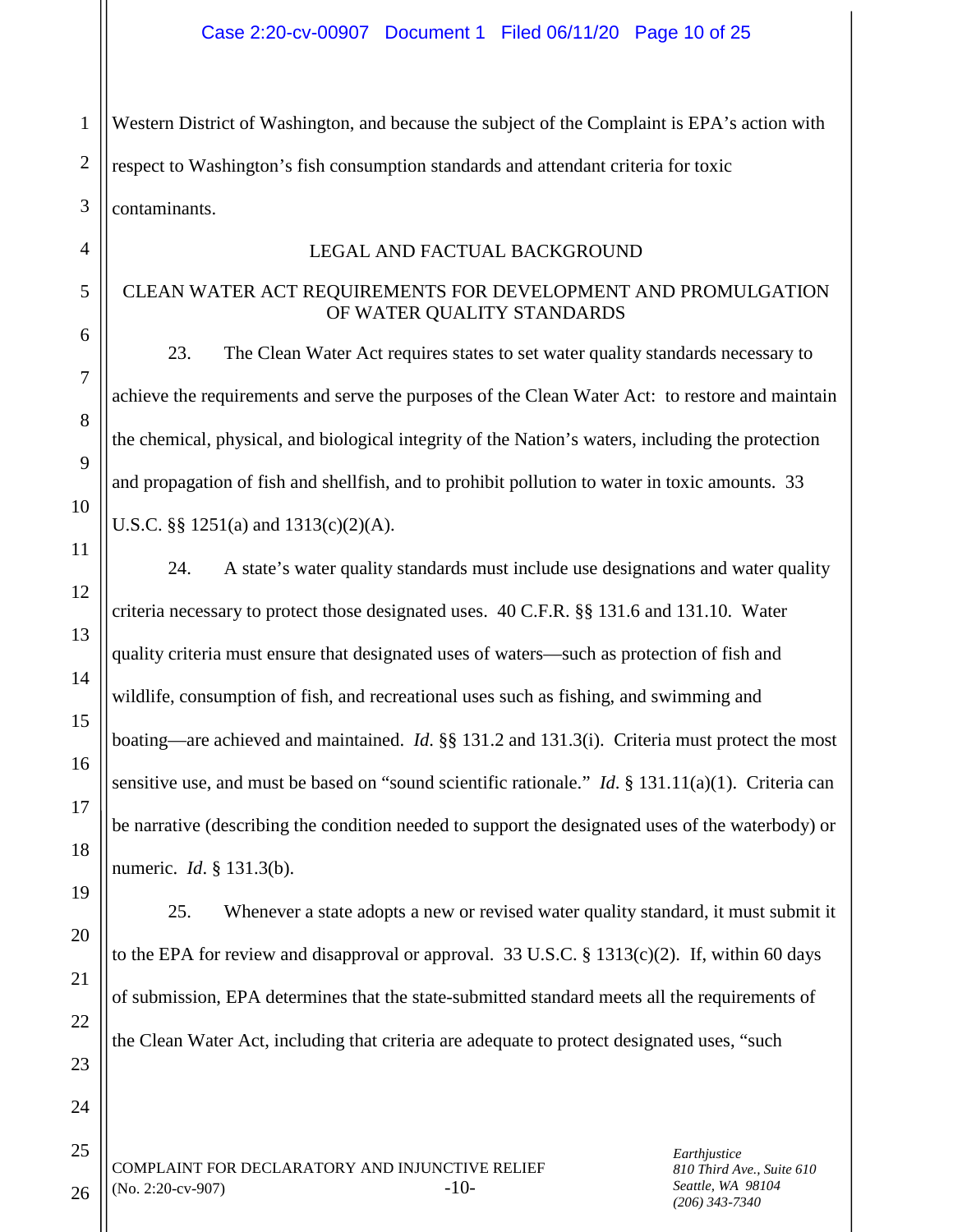Western District of Washington, and because the subject of the Complaint is EPA's action with respect to Washington's fish consumption standards and attendant criteria for toxic contaminants.

## LEGAL AND FACTUAL BACKGROUND

### CLEAN WATER ACT REQUIREMENTS FOR DEVELOPMENT AND PROMULGATION OF WATER QUALITY STANDARDS

23. The Clean Water Act requires states to set water quality standards necessary to achieve the requirements and serve the purposes of the Clean Water Act: to restore and maintain the chemical, physical, and biological integrity of the Nation's waters, including the protection and propagation of fish and shellfish, and to prohibit pollution to water in toxic amounts. 33 U.S.C. §§ 1251(a) and 1313(c)(2)(A).

24. A state's water quality standards must include use designations and water quality criteria necessary to protect those designated uses. 40 C.F.R. §§ 131.6 and 131.10. Water quality criteria must ensure that designated uses of waters—such as protection of fish and wildlife, consumption of fish, and recreational uses such as fishing, and swimming and boating—are achieved and maintained. *Id.* §§ 131.2 and 131.3(i). Criteria must protect the most sensitive use, and must be based on "sound scientific rationale." *Id.* § 131.11(a)(1). Criteria can be narrative (describing the condition needed to support the designated uses of the waterbody) or numeric. *Id*. § 131.3(b).

25. Whenever a state adopts a new or revised water quality standard, it must submit it to the EPA for review and disapproval or approval. 33 U.S.C. § 1313(c)(2). If, within 60 days of submission, EPA determines that the state-submitted standard meets all the requirements of the Clean Water Act, including that criteria are adequate to protect designated uses, "such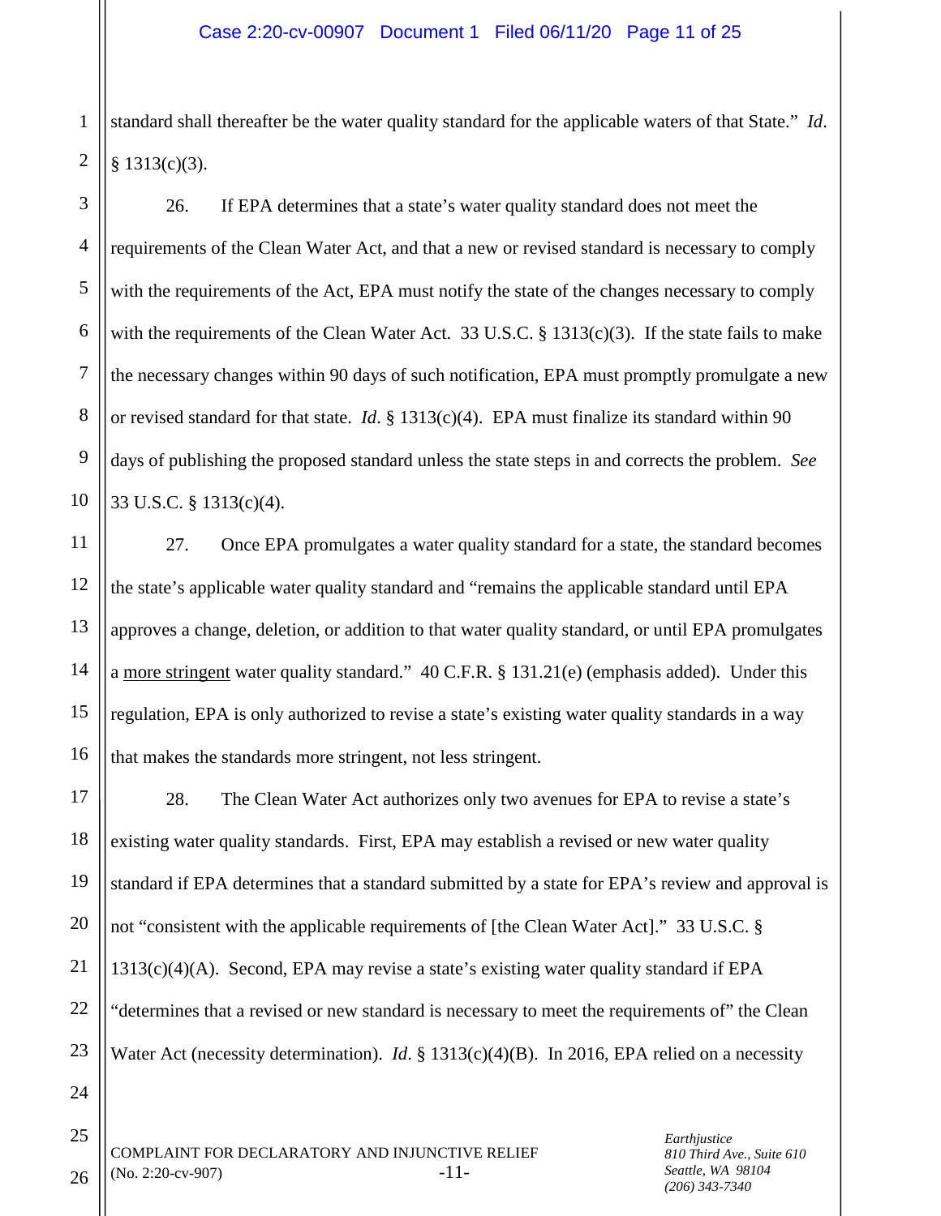standard shall thereafter be the water quality standard for the applicable waters of that State." *Id*. § 1313(c)(3).

26. If EPA determines that a state's water quality standard does not meet the requirements of the Clean Water Act, and that a new or revised standard is necessary to comply with the requirements of the Act, EPA must notify the state of the changes necessary to comply with the requirements of the Clean Water Act. 33 U.S.C. § 1313(c)(3). If the state fails to make the necessary changes within 90 days of such notification, EPA must promptly promulgate a new or revised standard for that state. *Id*. § 1313(c)(4). EPA must finalize its standard within 90 days of publishing the proposed standard unless the state steps in and corrects the problem. *See* 33 U.S.C. § 1313(c)(4).

27. Once EPA promulgates a water quality standard for a state, the standard becomes the state's applicable water quality standard and "remains the applicable standard until EPA approves a change, deletion, or addition to that water quality standard, or until EPA promulgates a <u>more stringent</u> water quality standard." 40 C.F.R. § 131.21(e) (emphasis added). Under this regulation, EPA is only authorized to revise a state's existing water quality standards in a way that makes the standards more stringent, not less stringent.

28. The Clean Water Act authorizes only two avenues for EPA to revise a state's existing water quality standards. First, EPA may establish a revised or new water quality standard if EPA determines that a standard submitted by a state for EPA's review and approval is not "consistent with the applicable requirements of [the Clean Water Act]." 33 U.S.C. § 1313(c)(4)(A). Second, EPA may revise a state's existing water quality standard if EPA "determines that a revised or new standard is necessary to meet the requirements of" the Clean Water Act (necessity determination). *Id*. § 1313(c)(4)(B). In 2016, EPA relied on a necessity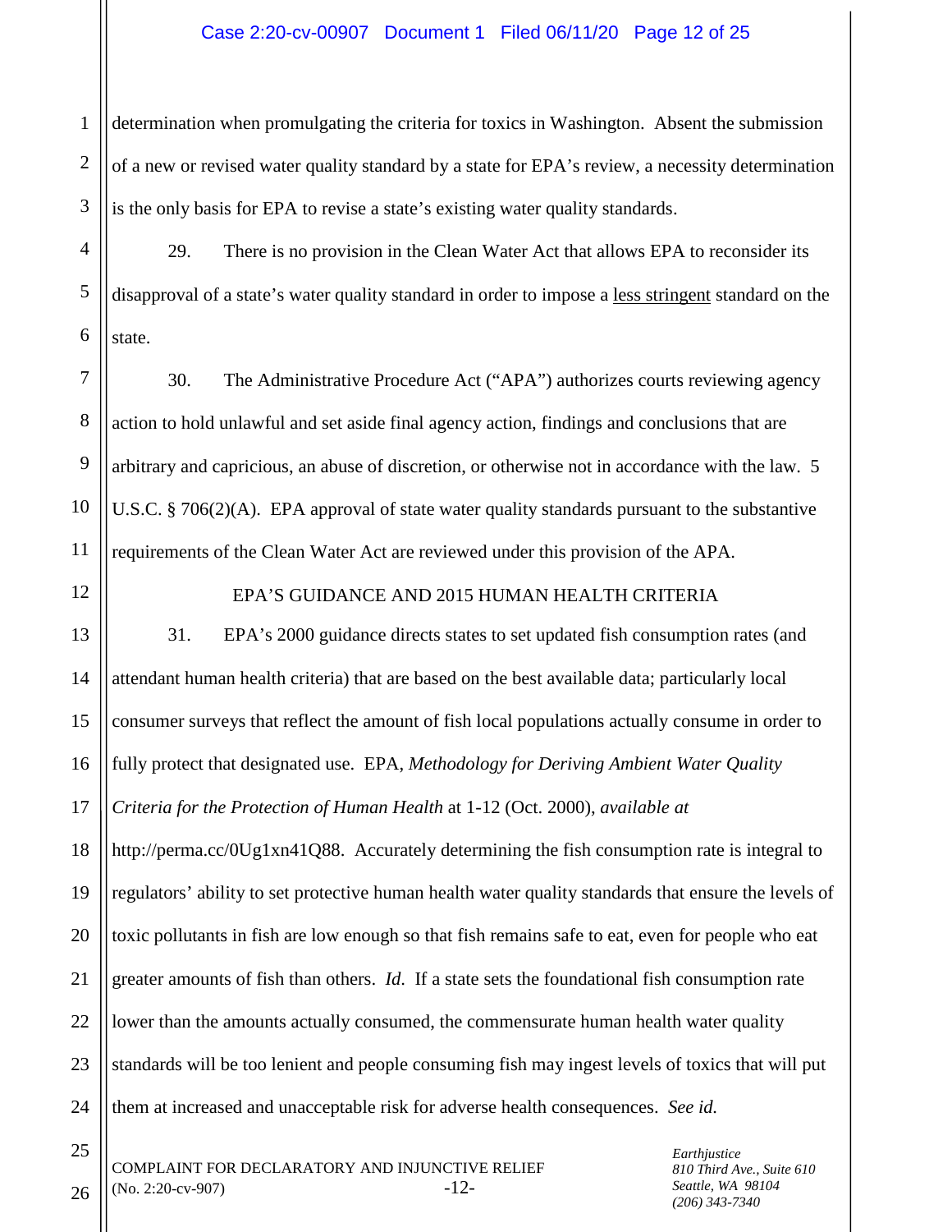determination when promulgating the criteria for toxics in Washington. Absent the submission of a new or revised water quality standard by a state for EPA's review, a necessity determination is the only basis for EPA to revise a state's existing water quality standards.

29. There is no provision in the Clean Water Act that allows EPA to reconsider its disapproval of a state's water quality standard in order to impose a <u>less stringent</u> standard on the state.

30. The Administrative Procedure Act ("APA") authorizes courts reviewing agency action to hold unlawful and set aside final agency action, findings and conclusions that are arbitrary and capricious, an abuse of discretion, or otherwise not in accordance with the law. 5 U.S.C. § 706(2)(A). EPA approval of state water quality standards pursuant to the substantive requirements of the Clean Water Act are reviewed under this provision of the APA.

## EPA'S GUIDANCE AND 2015 HUMAN HEALTH CRITERIA

31. EPA's 2000 guidance directs states to set updated fish consumption rates (and attendant human health criteria) that are based on the best available data; particularly local consumer surveys that reflect the amount of fish local populations actually consume in order to fully protect that designated use. EPA, *Methodology for Deriving Ambient Water Quality Criteria for the Protection of Human Health* at 1-12 (Oct. 2000), *available at* http://perma.cc/0Ug1xn41Q88. Accurately determining the fish consumption rate is integral to regulators' ability to set protective human health water quality standards that ensure the levels of toxic pollutants in fish are low enough so that fish remains safe to eat, even for people who eat greater amounts of fish than others. *Id*. If a state sets the foundational fish consumption rate lower than the amounts actually consumed, the commensurate human health water quality standards will be too lenient and people consuming fish may ingest levels of toxics that will put them at increased and unacceptable risk for adverse health consequences. *See id.*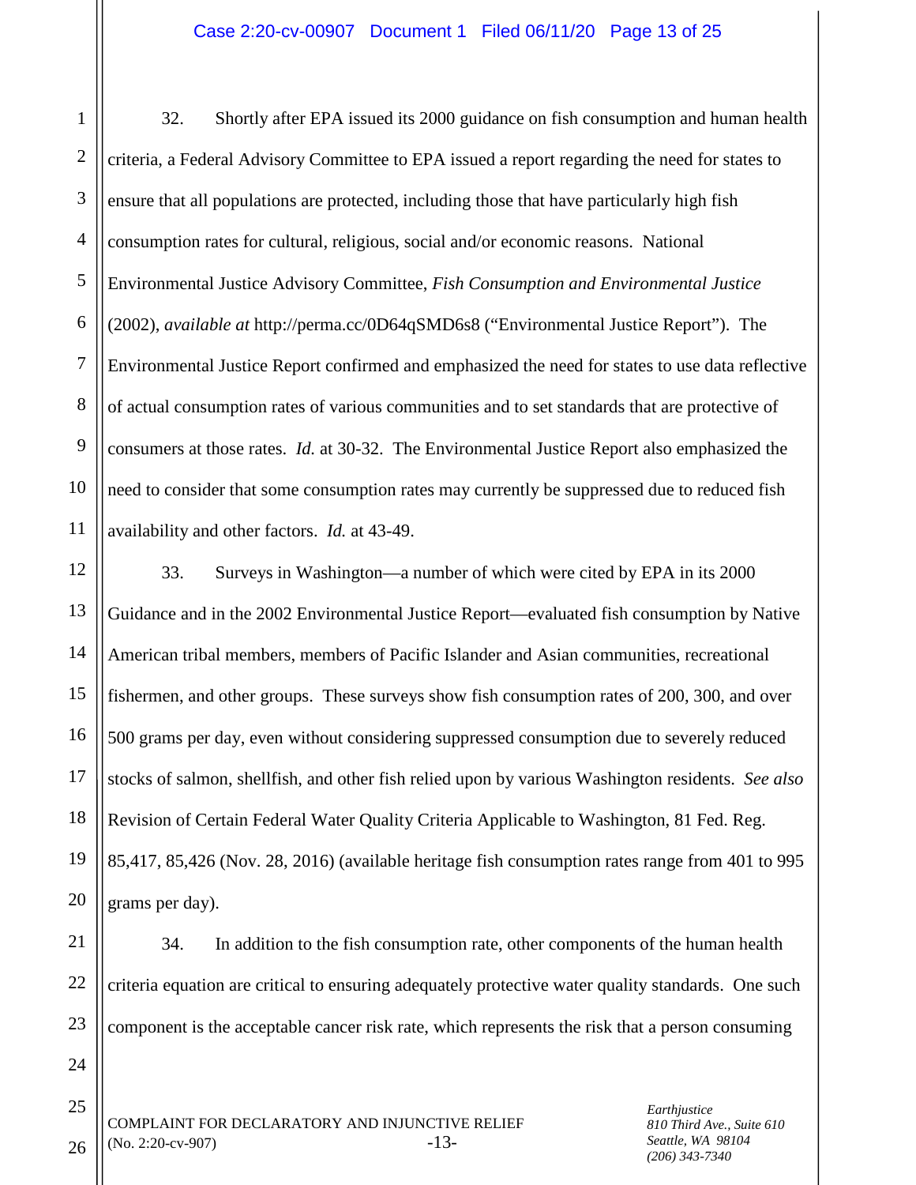32. Shortly after EPA issued its 2000 guidance on fish consumption and human health criteria, a Federal Advisory Committee to EPA issued a report regarding the need for states to ensure that all populations are protected, including those that have particularly high fish consumption rates for cultural, religious, social and/or economic reasons. National Environmental Justice Advisory Committee, *Fish Consumption and Environmental Justice* (2002), *available at* http://perma.cc/0D64qSMD6s8 ("Environmental Justice Report"). The Environmental Justice Report confirmed and emphasized the need for states to use data reflective of actual consumption rates of various communities and to set standards that are protective of consumers at those rates. *Id.* at 30-32. The Environmental Justice Report also emphasized the need to consider that some consumption rates may currently be suppressed due to reduced fish availability and other factors. *Id.* at 43-49.

33. Surveys in Washington—a number of which were cited by EPA in its 2000 Guidance and in the 2002 Environmental Justice Report—evaluated fish consumption by Native American tribal members, members of Pacific Islander and Asian communities, recreational fishermen, and other groups. These surveys show fish consumption rates of 200, 300, and over 500 grams per day, even without considering suppressed consumption due to severely reduced stocks of salmon, shellfish, and other fish relied upon by various Washington residents. *See also* Revision of Certain Federal Water Quality Criteria Applicable to Washington, 81 Fed. Reg. 85,417, 85,426 (Nov. 28, 2016) (available heritage fish consumption rates range from 401 to 995 grams per day).

34. In addition to the fish consumption rate, other components of the human health criteria equation are critical to ensuring adequately protective water quality standards. One such component is the acceptable cancer risk rate, which represents the risk that a person consuming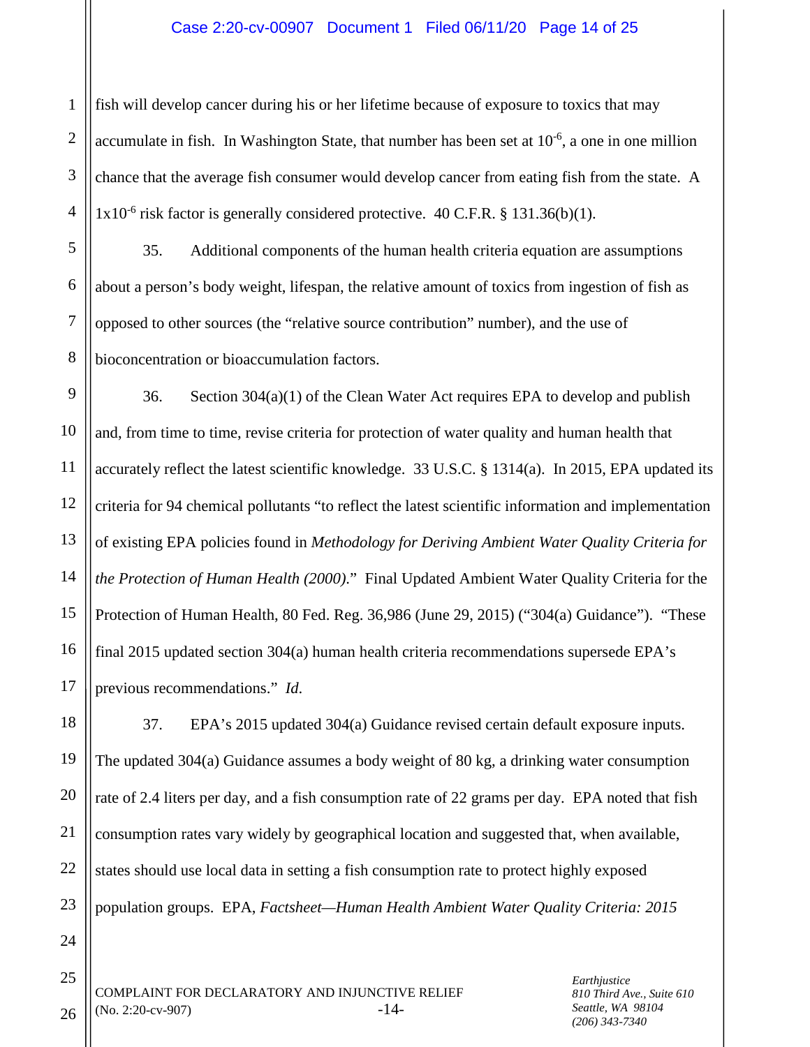fish will develop cancer during his or her lifetime because of exposure to toxics that may accumulate in fish. In Washington State, that number has been set at $10^{-6}$, a one in one million chance that the average fish consumer would develop cancer from eating fish from the state. A $1 \times 10^{-6}$ risk factor is generally considered protective. 40 C.F.R. § 131.36(b)(1).

35. Additional components of the human health criteria equation are assumptions about a person's body weight, lifespan, the relative amount of toxics from ingestion of fish as opposed to other sources (the "relative source contribution" number), and the use of bioconcentration or bioaccumulation factors.

36. Section 304(a)(1) of the Clean Water Act requires EPA to develop and publish and, from time to time, revise criteria for protection of water quality and human health that accurately reflect the latest scientific knowledge. 33 U.S.C. § 1314(a). In 2015, EPA updated its criteria for 94 chemical pollutants "to reflect the latest scientific information and implementation of existing EPA policies found in *Methodology for Deriving Ambient Water Quality Criteria for the Protection of Human Health (2000)*." Final Updated Ambient Water Quality Criteria for the Protection of Human Health, 80 Fed. Reg. 36,986 (June 29, 2015) ("304(a) Guidance"). "These final 2015 updated section 304(a) human health criteria recommendations supersede EPA's previous recommendations." *Id*.

37. EPA's 2015 updated 304(a) Guidance revised certain default exposure inputs. The updated 304(a) Guidance assumes a body weight of 80 kg, a drinking water consumption rate of 2.4 liters per day, and a fish consumption rate of 22 grams per day. EPA noted that fish consumption rates vary widely by geographical location and suggested that, when available, states should use local data in setting a fish consumption rate to protect highly exposed population groups. EPA, *Factsheet—Human Health Ambient Water Quality Criteria: 2015*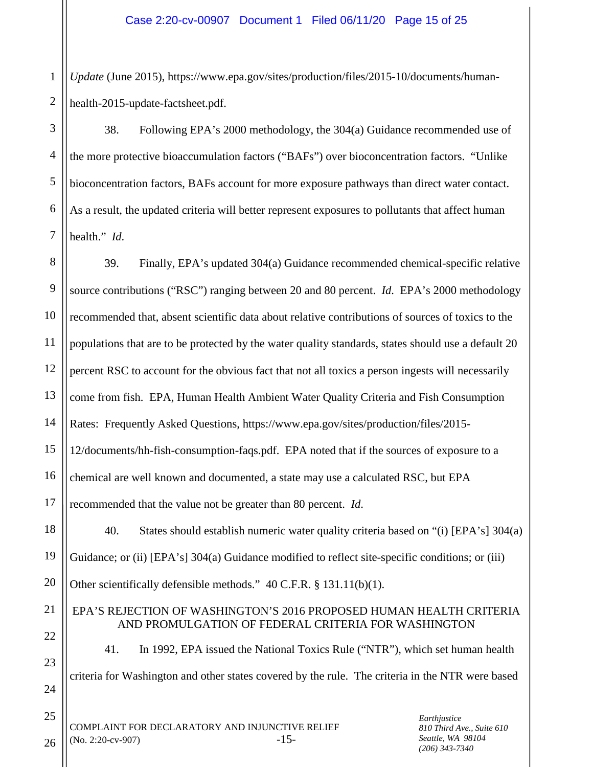*Update* (June 2015), https://www.epa.gov/sites/production/files/2015-10/documents/human-health-2015-update-factsheet.pdf.

38. Following EPA's 2000 methodology, the 304(a) Guidance recommended use of the more protective bioaccumulation factors ("BAFs") over bioconcentration factors. "Unlike bioconcentration factors, BAFs account for more exposure pathways than direct water contact. As a result, the updated criteria will better represent exposures to pollutants that affect human health." *Id.*

39. Finally, EPA's updated 304(a) Guidance recommended chemical-specific relative source contributions ("RSC") ranging between 20 and 80 percent. *Id*. EPA's 2000 methodology recommended that, absent scientific data about relative contributions of sources of toxics to the populations that are to be protected by the water quality standards, states should use a default 20 percent RSC to account for the obvious fact that not all toxics a person ingests will necessarily come from fish. EPA, Human Health Ambient Water Quality Criteria and Fish Consumption Rates: Frequently Asked Questions, https://www.epa.gov/sites/production/files/2015-12/documents/hh-fish-consumption-faqs.pdf. EPA noted that if the sources of exposure to a chemical are well known and documented, a state may use a calculated RSC, but EPA recommended that the value not be greater than 80 percent. *Id.*

40. States should establish numeric water quality criteria based on "(i) [EPA's] 304(a) Guidance; or (ii) [EPA's] 304(a) Guidance modified to reflect site-specific conditions; or (iii) Other scientifically defensible methods." 40 C.F.R. § 131.11(b)(1).

## EPA'S REJECTION OF WASHINGTON'S 2016 PROPOSED HUMAN HEALTH CRITERIA AND PROMULGATION OF FEDERAL CRITERIA FOR WASHINGTON

41. In 1992, EPA issued the National Toxics Rule ("NTR"), which set human health criteria for Washington and other states covered by the rule. The criteria in the NTR were based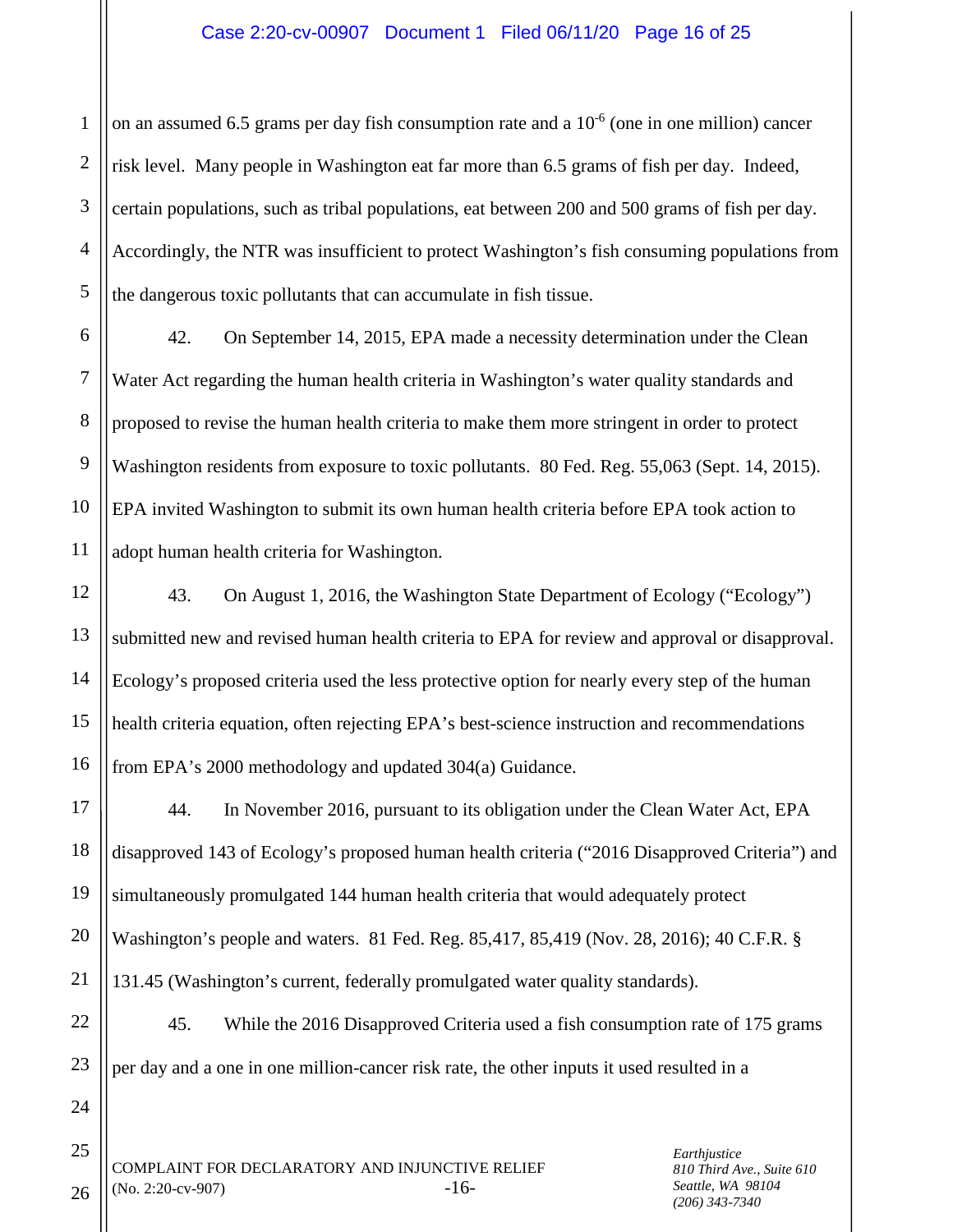on an assumed 6.5 grams per day fish consumption rate and a $10^{-6}$ (one in one million) cancer risk level. Many people in Washington eat far more than 6.5 grams of fish per day. Indeed, certain populations, such as tribal populations, eat between 200 and 500 grams of fish per day. Accordingly, the NTR was insufficient to protect Washington's fish consuming populations from the dangerous toxic pollutants that can accumulate in fish tissue.

42. On September 14, 2015, EPA made a necessity determination under the Clean Water Act regarding the human health criteria in Washington's water quality standards and proposed to revise the human health criteria to make them more stringent in order to protect Washington residents from exposure to toxic pollutants. 80 Fed. Reg. 55,063 (Sept. 14, 2015). EPA invited Washington to submit its own human health criteria before EPA took action to adopt human health criteria for Washington.

43. On August 1, 2016, the Washington State Department of Ecology ("Ecology") submitted new and revised human health criteria to EPA for review and approval or disapproval. Ecology's proposed criteria used the less protective option for nearly every step of the human health criteria equation, often rejecting EPA's best-science instruction and recommendations from EPA's 2000 methodology and updated 304(a) Guidance.

44. In November 2016, pursuant to its obligation under the Clean Water Act, EPA disapproved 143 of Ecology's proposed human health criteria ("2016 Disapproved Criteria") and simultaneously promulgated 144 human health criteria that would adequately protect Washington's people and waters. 81 Fed. Reg. 85,417, 85,419 (Nov. 28, 2016); 40 C.F.R. § 131.45 (Washington's current, federally promulgated water quality standards).

45. While the 2016 Disapproved Criteria used a fish consumption rate of 175 grams per day and a one in one million-cancer risk rate, the other inputs it used resulted in a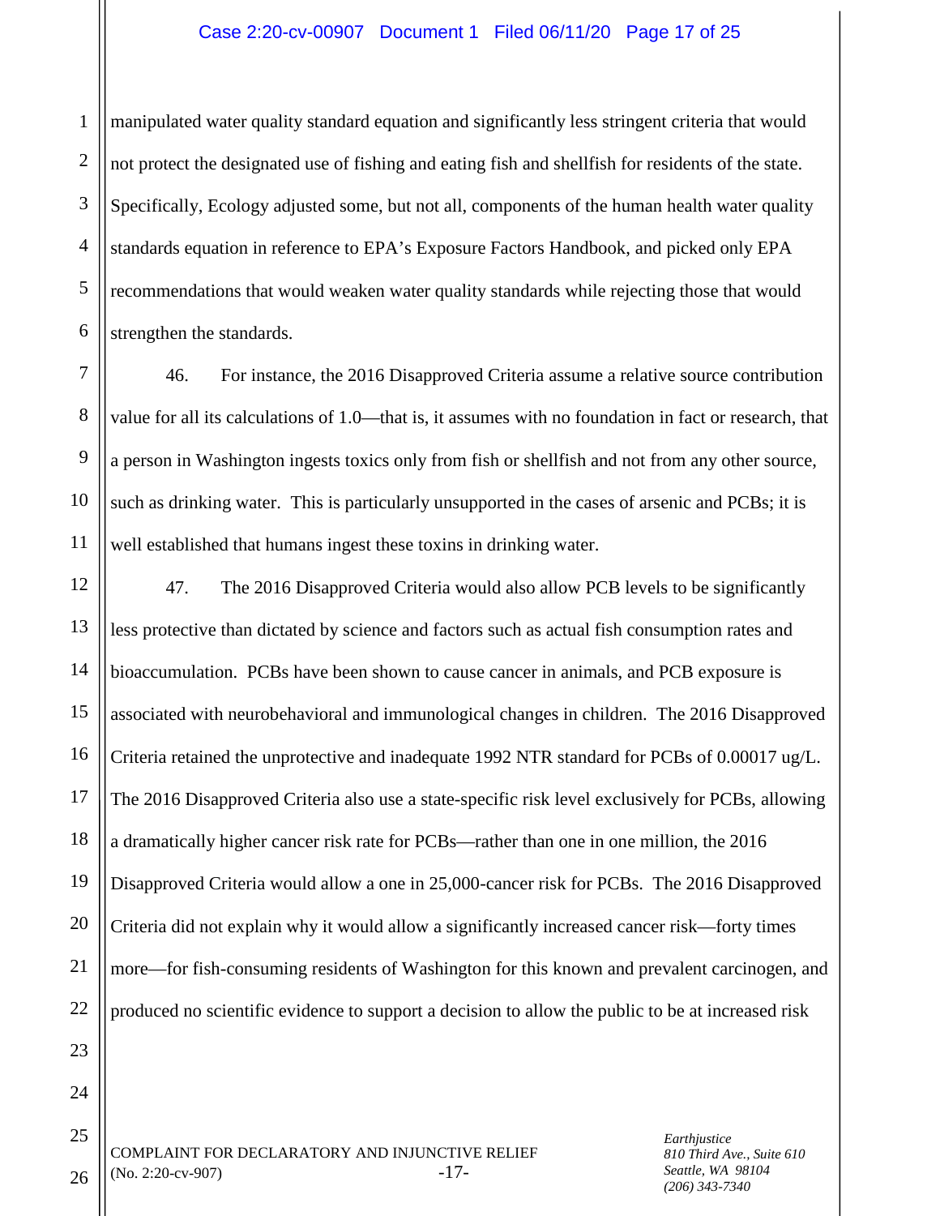manipulated water quality standard equation and significantly less stringent criteria that would not protect the designated use of fishing and eating fish and shellfish for residents of the state. Specifically, Ecology adjusted some, but not all, components of the human health water quality standards equation in reference to EPA's Exposure Factors Handbook, and picked only EPA recommendations that would weaken water quality standards while rejecting those that would strengthen the standards.

46. For instance, the 2016 Disapproved Criteria assume a relative source contribution value for all its calculations of 1.0—that is, it assumes with no foundation in fact or research, that a person in Washington ingests toxics only from fish or shellfish and not from any other source, such as drinking water. This is particularly unsupported in the cases of arsenic and PCBs; it is well established that humans ingest these toxins in drinking water.

47. The 2016 Disapproved Criteria would also allow PCB levels to be significantly less protective than dictated by science and factors such as actual fish consumption rates and bioaccumulation. PCBs have been shown to cause cancer in animals, and PCB exposure is associated with neurobehavioral and immunological changes in children. The 2016 Disapproved Criteria retained the unprotective and inadequate 1992 NTR standard for PCBs of 0.00017 ug/L. The 2016 Disapproved Criteria also use a state-specific risk level exclusively for PCBs, allowing a dramatically higher cancer risk rate for PCBs—rather than one in one million, the 2016 Disapproved Criteria would allow a one in 25,000-cancer risk for PCBs. The 2016 Disapproved Criteria did not explain why it would allow a significantly increased cancer risk—forty times more—for fish-consuming residents of Washington for this known and prevalent carcinogen, and produced no scientific evidence to support a decision to allow the public to be at increased risk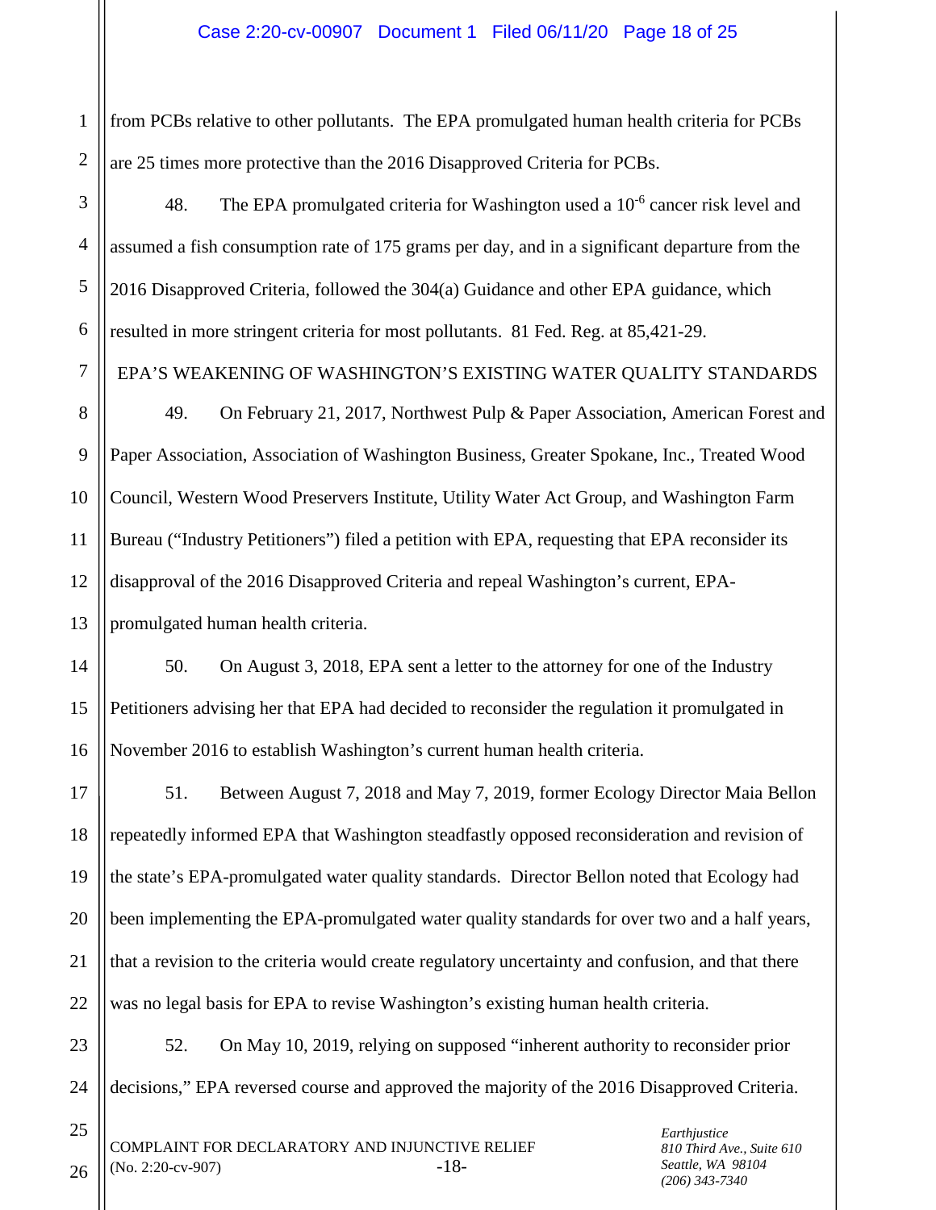from PCBs relative to other pollutants. The EPA promulgated human health criteria for PCBs are 25 times more protective than the 2016 Disapproved Criteria for PCBs.

48. The EPA promulgated criteria for Washington used a $10^{-6}$ cancer risk level and assumed a fish consumption rate of 175 grams per day, and in a significant departure from the 2016 Disapproved Criteria, followed the 304(a) Guidance and other EPA guidance, which resulted in more stringent criteria for most pollutants. 81 Fed. Reg. at 85,421-29.

## EPA'S WEAKENING OF WASHINGTON'S EXISTING WATER QUALITY STANDARDS

49. On February 21, 2017, Northwest Pulp & Paper Association, American Forest and Paper Association, Association of Washington Business, Greater Spokane, Inc., Treated Wood Council, Western Wood Preservers Institute, Utility Water Act Group, and Washington Farm Bureau ("Industry Petitioners") filed a petition with EPA, requesting that EPA reconsider its disapproval of the 2016 Disapproved Criteria and repeal Washington's current, EPA-promulgated human health criteria.

50. On August 3, 2018, EPA sent a letter to the attorney for one of the Industry Petitioners advising her that EPA had decided to reconsider the regulation it promulgated in November 2016 to establish Washington's current human health criteria.

51. Between August 7, 2018 and May 7, 2019, former Ecology Director Maia Bellon repeatedly informed EPA that Washington steadfastly opposed reconsideration and revision of the state's EPA-promulgated water quality standards. Director Bellon noted that Ecology had been implementing the EPA-promulgated water quality standards for over two and a half years, that a revision to the criteria would create regulatory uncertainty and confusion, and that there was no legal basis for EPA to revise Washington's existing human health criteria.

52. On May 10, 2019, relying on supposed "inherent authority to reconsider prior decisions," EPA reversed course and approved the majority of the 2016 Disapproved Criteria.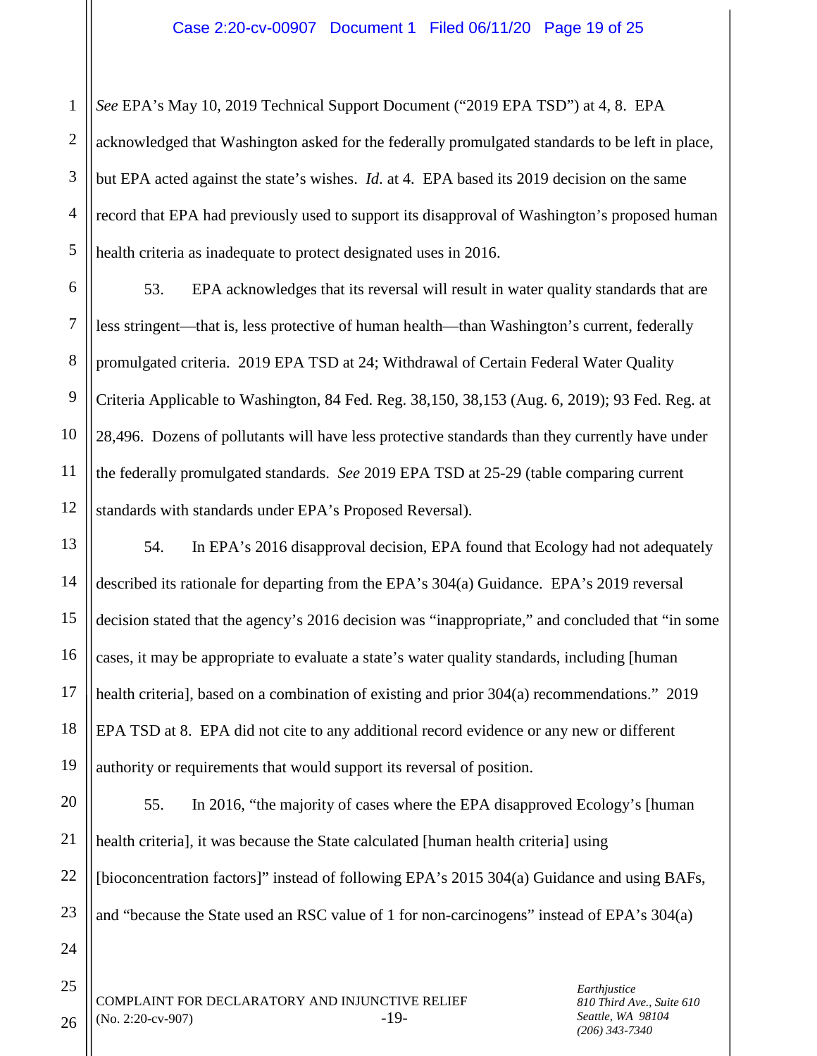*See* EPA's May 10, 2019 Technical Support Document ("2019 EPA TSD") at 4, 8. EPA acknowledged that Washington asked for the federally promulgated standards to be left in place, but EPA acted against the state's wishes. *Id.* at 4. EPA based its 2019 decision on the same record that EPA had previously used to support its disapproval of Washington's proposed human health criteria as inadequate to protect designated uses in 2016.

53. EPA acknowledges that its reversal will result in water quality standards that are less stringent—that is, less protective of human health—than Washington's current, federally promulgated criteria. 2019 EPA TSD at 24; Withdrawal of Certain Federal Water Quality Criteria Applicable to Washington, 84 Fed. Reg. 38,150, 38,153 (Aug. 6, 2019); 93 Fed. Reg. at 28,496. Dozens of pollutants will have less protective standards than they currently have under the federally promulgated standards. *See* 2019 EPA TSD at 25-29 (table comparing current standards with standards under EPA's Proposed Reversal).

54. In EPA's 2016 disapproval decision, EPA found that Ecology had not adequately described its rationale for departing from the EPA's 304(a) Guidance. EPA's 2019 reversal decision stated that the agency's 2016 decision was "inappropriate," and concluded that "in some cases, it may be appropriate to evaluate a state's water quality standards, including [human health criteria], based on a combination of existing and prior 304(a) recommendations." 2019 EPA TSD at 8. EPA did not cite to any additional record evidence or any new or different authority or requirements that would support its reversal of position.

55. In 2016, "the majority of cases where the EPA disapproved Ecology's [human health criteria], it was because the State calculated [human health criteria] using [bioconcentration factors]" instead of following EPA's 2015 304(a) Guidance and using BAFs, and "because the State used an RSC value of 1 for non-carcinogens" instead of EPA's 304(a)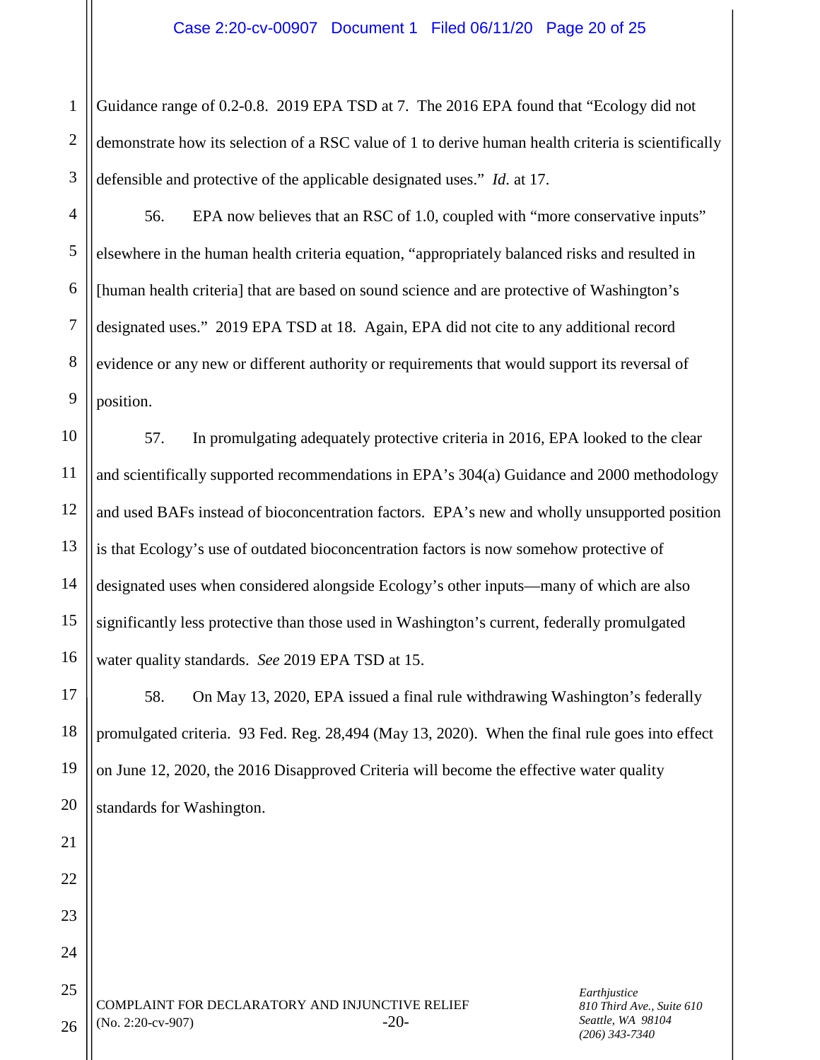Guidance range of 0.2-0.8. 2019 EPA TSD at 7. The 2016 EPA found that "Ecology did not demonstrate how its selection of a RSC value of 1 to derive human health criteria is scientifically defensible and protective of the applicable designated uses." *Id.* at 17.

56. EPA now believes that an RSC of 1.0, coupled with "more conservative inputs" elsewhere in the human health criteria equation, "appropriately balanced risks and resulted in [human health criteria] that are based on sound science and are protective of Washington's designated uses." 2019 EPA TSD at 18. Again, EPA did not cite to any additional record evidence or any new or different authority or requirements that would support its reversal of position.

57. In promulgating adequately protective criteria in 2016, EPA looked to the clear and scientifically supported recommendations in EPA's 304(a) Guidance and 2000 methodology and used BAFs instead of bioconcentration factors. EPA's new and wholly unsupported position is that Ecology's use of outdated bioconcentration factors is now somehow protective of designated uses when considered alongside Ecology's other inputs—many of which are also significantly less protective than those used in Washington's current, federally promulgated water quality standards. *See* 2019 EPA TSD at 15.

58. On May 13, 2020, EPA issued a final rule withdrawing Washington's federally promulgated criteria. 93 Fed. Reg. 28,494 (May 13, 2020). When the final rule goes into effect on June 12, 2020, the 2016 Disapproved Criteria will become the effective water quality standards for Washington.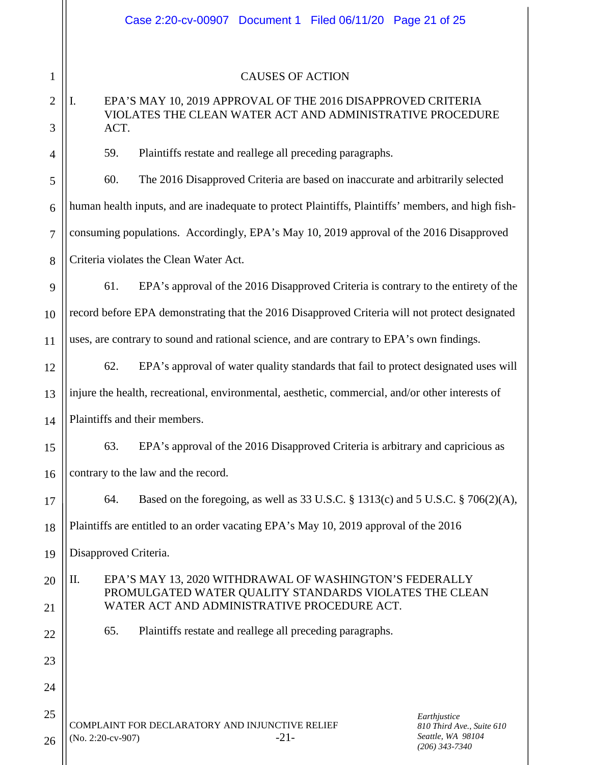## CAUSES OF ACTION

### I. EPA'S MAY 10, 2019 APPROVAL OF THE 2016 DISAPPROVED CRITERIA VIOLATES THE CLEAN WATER ACT AND ADMINISTRATIVE PROCEDURE ACT.

59. Plaintiffs restate and reallege all preceding paragraphs.

60. The 2016 Disapproved Criteria are based on inaccurate and arbitrarily selected human health inputs, and are inadequate to protect Plaintiffs, Plaintiffs' members, and high fish-consuming populations. Accordingly, EPA's May 10, 2019 approval of the 2016 Disapproved Criteria violates the Clean Water Act.

61. EPA's approval of the 2016 Disapproved Criteria is contrary to the entirety of the record before EPA demonstrating that the 2016 Disapproved Criteria will not protect designated uses, are contrary to sound and rational science, and are contrary to EPA's own findings.

62. EPA's approval of water quality standards that fail to protect designated uses will injure the health, recreational, environmental, aesthetic, commercial, and/or other interests of Plaintiffs and their members.

63. EPA's approval of the 2016 Disapproved Criteria is arbitrary and capricious as contrary to the law and the record.

64. Based on the foregoing, as well as 33 U.S.C. § 1313(c) and 5 U.S.C. § 706(2)(A), Plaintiffs are entitled to an order vacating EPA's May 10, 2019 approval of the 2016 Disapproved Criteria.

### II. EPA'S MAY 13, 2020 WITHDRAWAL OF WASHINGTON'S FEDERALLY PROMULGATED WATER QUALITY STANDARDS VIOLATES THE CLEAN WATER ACT AND ADMINISTRATIVE PROCEDURE ACT.

65. Plaintiffs restate and reallege all preceding paragraphs.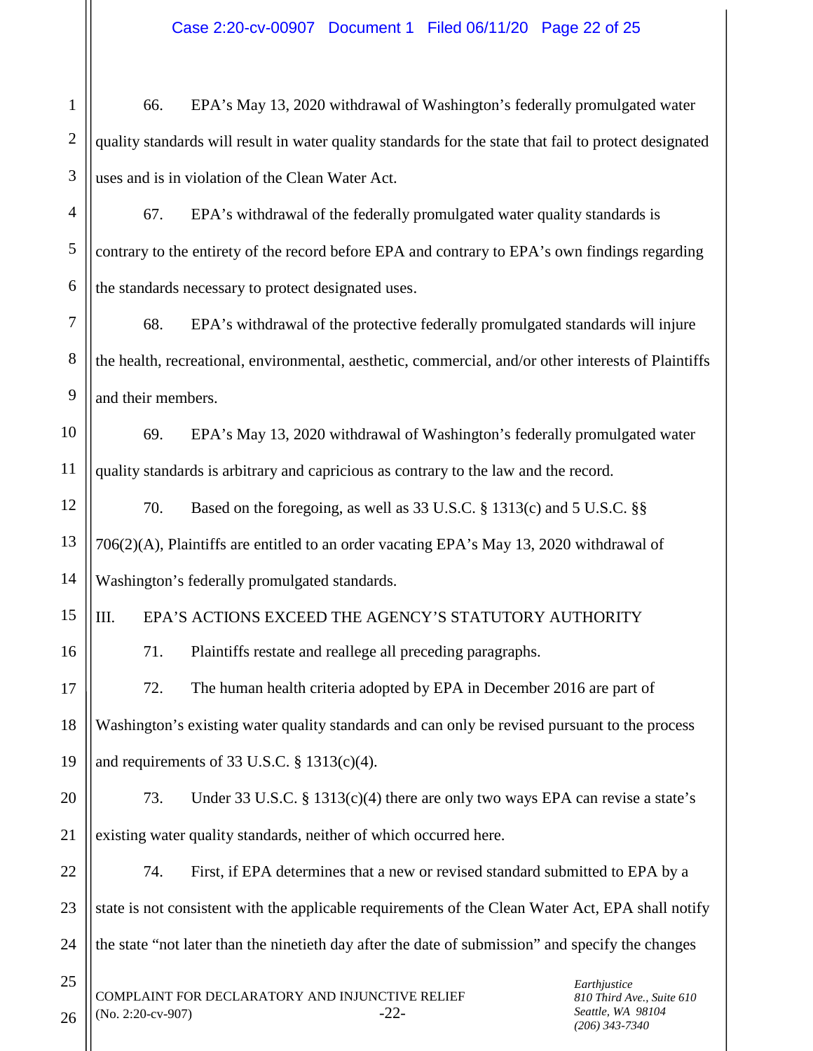66. EPA's May 13, 2020 withdrawal of Washington's federally promulgated water quality standards will result in water quality standards for the state that fail to protect designated uses and is in violation of the Clean Water Act.

67. EPA's withdrawal of the federally promulgated water quality standards is contrary to the entirety of the record before EPA and contrary to EPA's own findings regarding the standards necessary to protect designated uses.

68. EPA's withdrawal of the protective federally promulgated standards will injure the health, recreational, environmental, aesthetic, commercial, and/or other interests of Plaintiffs and their members.

69. EPA's May 13, 2020 withdrawal of Washington's federally promulgated water quality standards is arbitrary and capricious as contrary to the law and the record.

70. Based on the foregoing, as well as 33 U.S.C. § 1313(c) and 5 U.S.C. §§ 706(2)(A), Plaintiffs are entitled to an order vacating EPA's May 13, 2020 withdrawal of Washington's federally promulgated standards.

## III. EPA'S ACTIONS EXCEED THE AGENCY'S STATUTORY AUTHORITY

71. Plaintiffs restate and reallege all preceding paragraphs.

72. The human health criteria adopted by EPA in December 2016 are part of Washington's existing water quality standards and can only be revised pursuant to the process and requirements of 33 U.S.C. § 1313(c)(4).

73. Under 33 U.S.C. § 1313(c)(4) there are only two ways EPA can revise a state's existing water quality standards, neither of which occurred here.

74. First, if EPA determines that a new or revised standard submitted to EPA by a state is not consistent with the applicable requirements of the Clean Water Act, EPA shall notify the state "not later than the ninetieth day after the date of submission" and specify the changes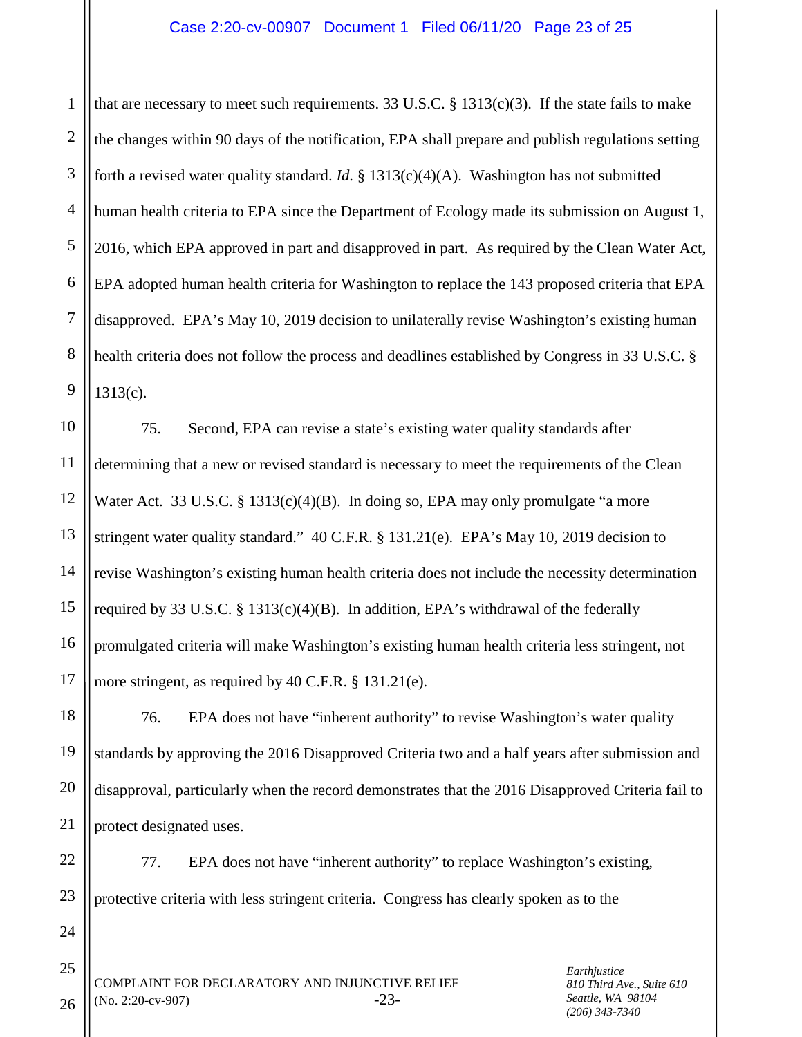that are necessary to meet such requirements. 33 U.S.C. § 1313(c)(3). If the state fails to make the changes within 90 days of the notification, EPA shall prepare and publish regulations setting forth a revised water quality standard. *Id.* § 1313(c)(4)(A). Washington has not submitted human health criteria to EPA since the Department of Ecology made its submission on August 1, 2016, which EPA approved in part and disapproved in part. As required by the Clean Water Act, EPA adopted human health criteria for Washington to replace the 143 proposed criteria that EPA disapproved. EPA's May 10, 2019 decision to unilaterally revise Washington's existing human health criteria does not follow the process and deadlines established by Congress in 33 U.S.C. § 1313(c).

75. Second, EPA can revise a state's existing water quality standards after determining that a new or revised standard is necessary to meet the requirements of the Clean Water Act. 33 U.S.C. § 1313(c)(4)(B). In doing so, EPA may only promulgate "a more stringent water quality standard." 40 C.F.R. § 131.21(e). EPA's May 10, 2019 decision to revise Washington's existing human health criteria does not include the necessity determination required by 33 U.S.C. § 1313(c)(4)(B). In addition, EPA's withdrawal of the federally promulgated criteria will make Washington's existing human health criteria less stringent, not more stringent, as required by 40 C.F.R. § 131.21(e).

76. EPA does not have "inherent authority" to revise Washington's water quality standards by approving the 2016 Disapproved Criteria two and a half years after submission and disapproval, particularly when the record demonstrates that the 2016 Disapproved Criteria fail to protect designated uses.

77. EPA does not have "inherent authority" to replace Washington's existing, protective criteria with less stringent criteria. Congress has clearly spoken as to the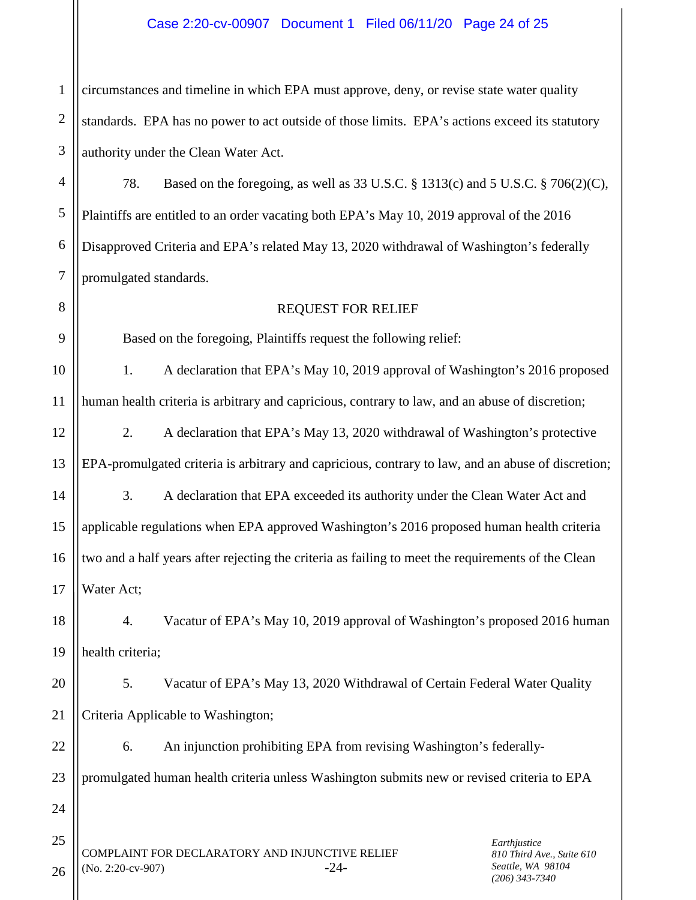circumstances and timeline in which EPA must approve, deny, or revise state water quality standards. EPA has no power to act outside of those limits. EPA's actions exceed its statutory authority under the Clean Water Act.

78. Based on the foregoing, as well as 33 U.S.C. § 1313(c) and 5 U.S.C. § 706(2)(C), Plaintiffs are entitled to an order vacating both EPA's May 10, 2019 approval of the 2016 Disapproved Criteria and EPA's related May 13, 2020 withdrawal of Washington's federally promulgated standards.

## REQUEST FOR RELIEF

Based on the foregoing, Plaintiffs request the following relief:

1. A declaration that EPA's May 10, 2019 approval of Washington's 2016 proposed human health criteria is arbitrary and capricious, contrary to law, and an abuse of discretion;

2. A declaration that EPA's May 13, 2020 withdrawal of Washington's protective EPA-promulgated criteria is arbitrary and capricious, contrary to law, and an abuse of discretion;

3. A declaration that EPA exceeded its authority under the Clean Water Act and applicable regulations when EPA approved Washington's 2016 proposed human health criteria two and a half years after rejecting the criteria as failing to meet the requirements of the Clean Water Act;

4. Vacatur of EPA's May 10, 2019 approval of Washington's proposed 2016 human health criteria;

5. Vacatur of EPA's May 13, 2020 Withdrawal of Certain Federal Water Quality Criteria Applicable to Washington;

6. An injunction prohibiting EPA from revising Washington's federally-promulgated human health criteria unless Washington submits new or revised criteria to EPA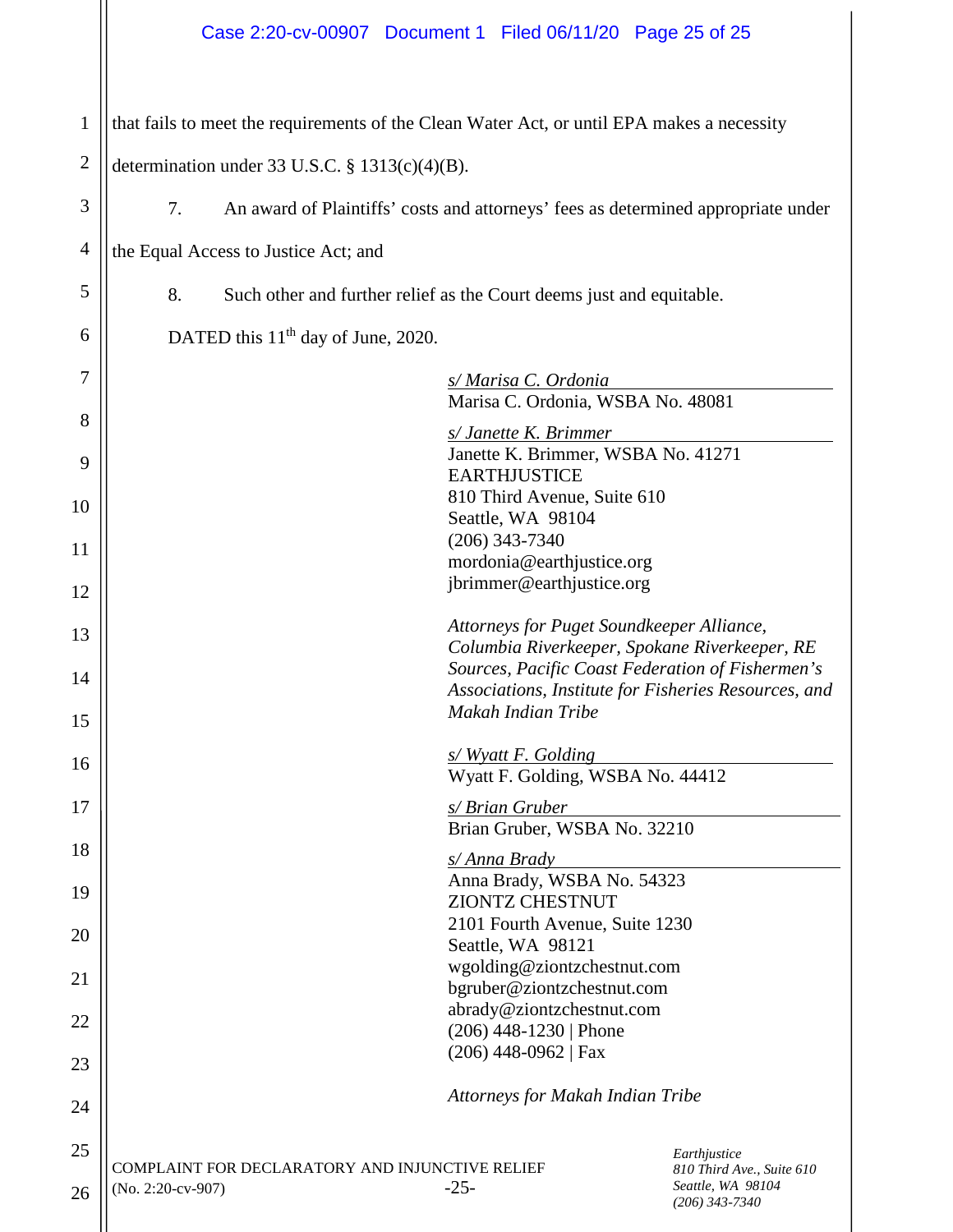that fails to meet the requirements of the Clean Water Act, or until EPA makes a necessity determination under 33 U.S.C. § 1313(c)(4)(B).

7. An award of Plaintiffs' costs and attorneys' fees as determined appropriate under the Equal Access to Justice Act; and

8. Such other and further relief as the Court deems just and equitable.

DATED this 11th day of June, 2020.

*s/ Marisa C. Ordonia*
Marisa C. Ordonia, WSBA No. 48081

*s/ Janette K. Brimmer*
Janette K. Brimmer, WSBA No. 41271
EARTHJUSTICE
810 Third Avenue, Suite 610
Seattle, WA 98104
(206) 343-7340
mordonia@earthjustice.org
jbrimmer@earthjustice.org

*Attorneys for Puget Soundkeeper Alliance, Columbia Riverkeeper, Spokane Riverkeeper, RE Sources, Pacific Coast Federation of Fishermen's Associations, Institute for Fisheries Resources, and Makah Indian Tribe*

*s/ Wyatt F. Golding*
Wyatt F. Golding, WSBA No. 44412

*s/ Brian Gruber*
Brian Gruber, WSBA No. 32210

*s/ Anna Brady*
Anna Brady, WSBA No. 54323
ZIONTZ CHESTNUT
2101 Fourth Avenue, Suite 1230
Seattle, WA 98121
wgolding@ziontzchestnut.com
bgruber@ziontzchestnut.com
abrady@ziontzchestnut.com
(206) 448-1230 | Phone
(206) 448-0962 | Fax

*Attorneys for Makah Indian Tribe*